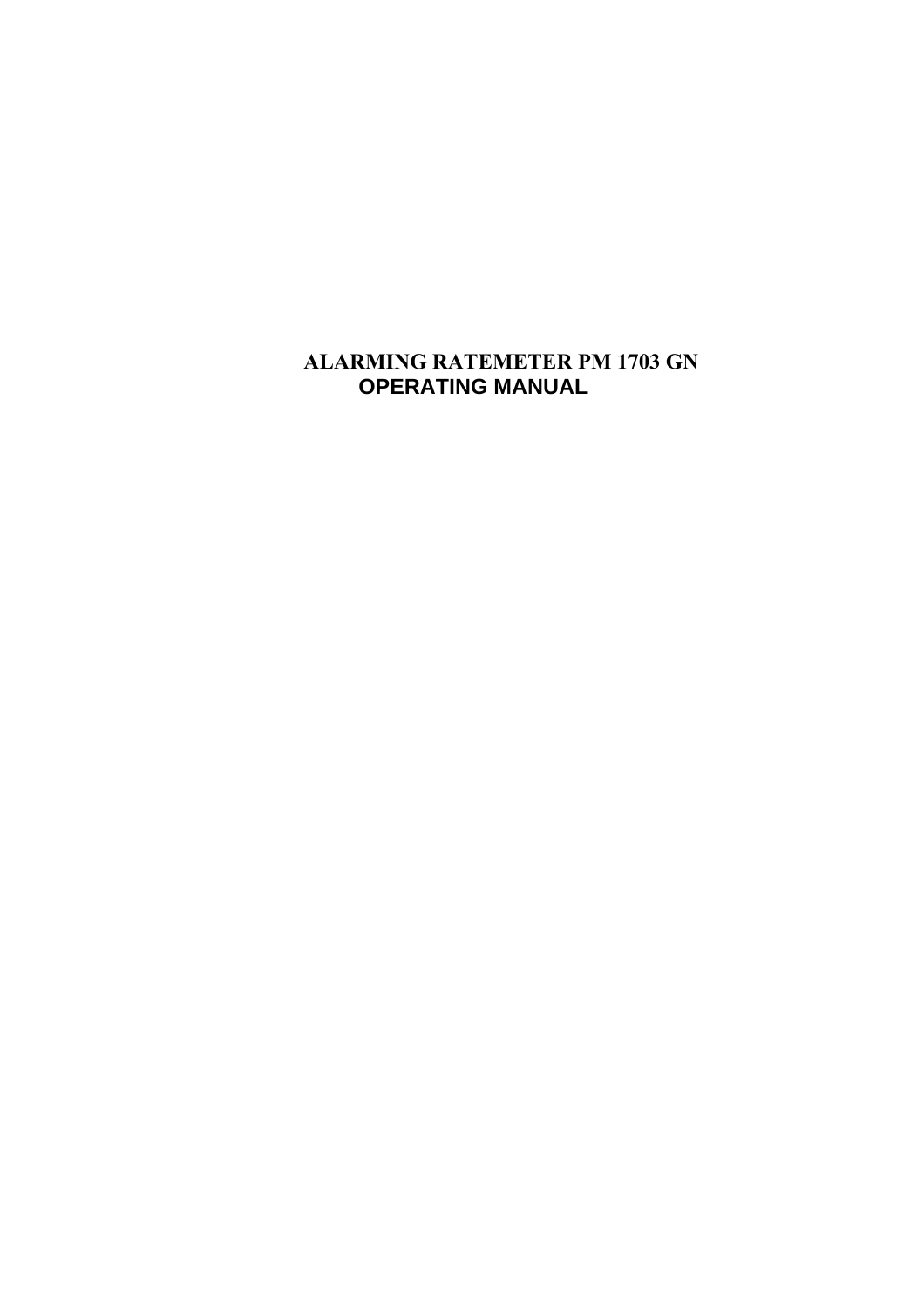# ALARMING RATEMETER PM 1703 GN

## OPERATING MANUAL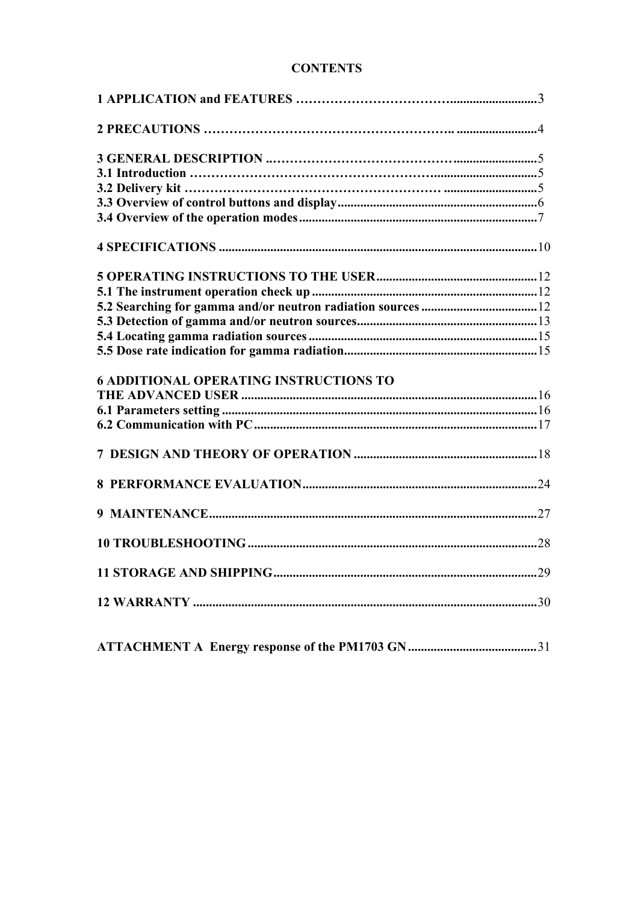# CONTENTS

**1 APPLICATION and FEATURES** ............................................................3

**2 PRECAUTIONS** ............................................................4

**3 GENERAL DESCRIPTION** ............................................................5
**3.1 Introduction** ............................................................5
**3.2 Delivery kit** ............................................................5
**3.3 Overview of control buttons and display** ............................................................6
**3.4 Overview of the operation modes** ............................................................7

**4 SPECIFICATIONS** ............................................................10

**5 OPERATING INSTRUCTIONS TO THE USER** ............................................................12
**5.1 The instrument operation check up** ............................................................12
**5.2 Searching for gamma and/or neutron radiation sources** ............................................................12
**5.3 Detection of gamma and/or neutron sources** ............................................................13
**5.4 Locating gamma radiation sources** ............................................................15
**5.5 Dose rate indication for gamma radiation** ............................................................15

**6 ADDITIONAL OPERATING INSTRUCTIONS TO THE ADVANCED USER** ............................................................16
**6.1 Parameters setting** ............................................................16
**6.2 Communication with PC** ............................................................17

**7 DESIGN AND THEORY OF OPERATION** ............................................................18

**8 PERFORMANCE EVALUATION** ............................................................24

**9 MAINTENANCE** ............................................................27

**10 TROUBLESHOOTING** ............................................................28

**11 STORAGE AND SHIPPING** ............................................................29

**12 WARRANTY** ............................................................30

**ATTACHMENT A Energy response of the PM1703 GN** ............................................................31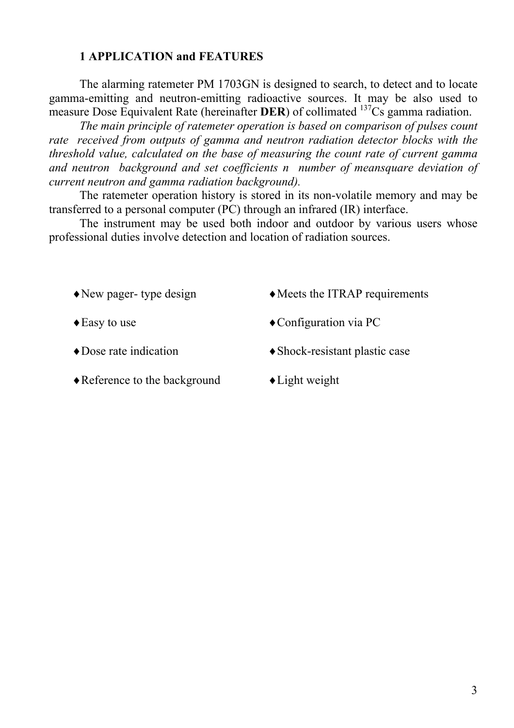## 1 APPLICATION and FEATURES

The alarming ratemeter PM 1703GN is designed to search, to detect and to locate gamma-emitting and neutron-emitting radioactive sources. It may be also used to measure Dose Equivalent Rate (hereinafter **DER**) of collimated $^{137}$Cs gamma radiation.

*The main principle of ratemeter operation is based on comparison of pulses count rate received from outputs of gamma and neutron radiation detector blocks with the threshold value, calculated on the base of measuring the count rate of current gamma and neutron background and set coefficients n number of meansquare deviation of current neutron and gamma radiation background).*

The ratemeter operation history is stored in its non-volatile memory and may be transferred to a personal computer (PC) through an infrared (IR) interface.

The instrument may be used both indoor and outdoor by various users whose professional duties involve detection and location of radiation sources.

- New pager- type design
- Easy to use
- Dose rate indication
- Reference to the background
- Meets the ITRAP requirements
- Configuration via PC
- Shock-resistant plastic case
- Light weight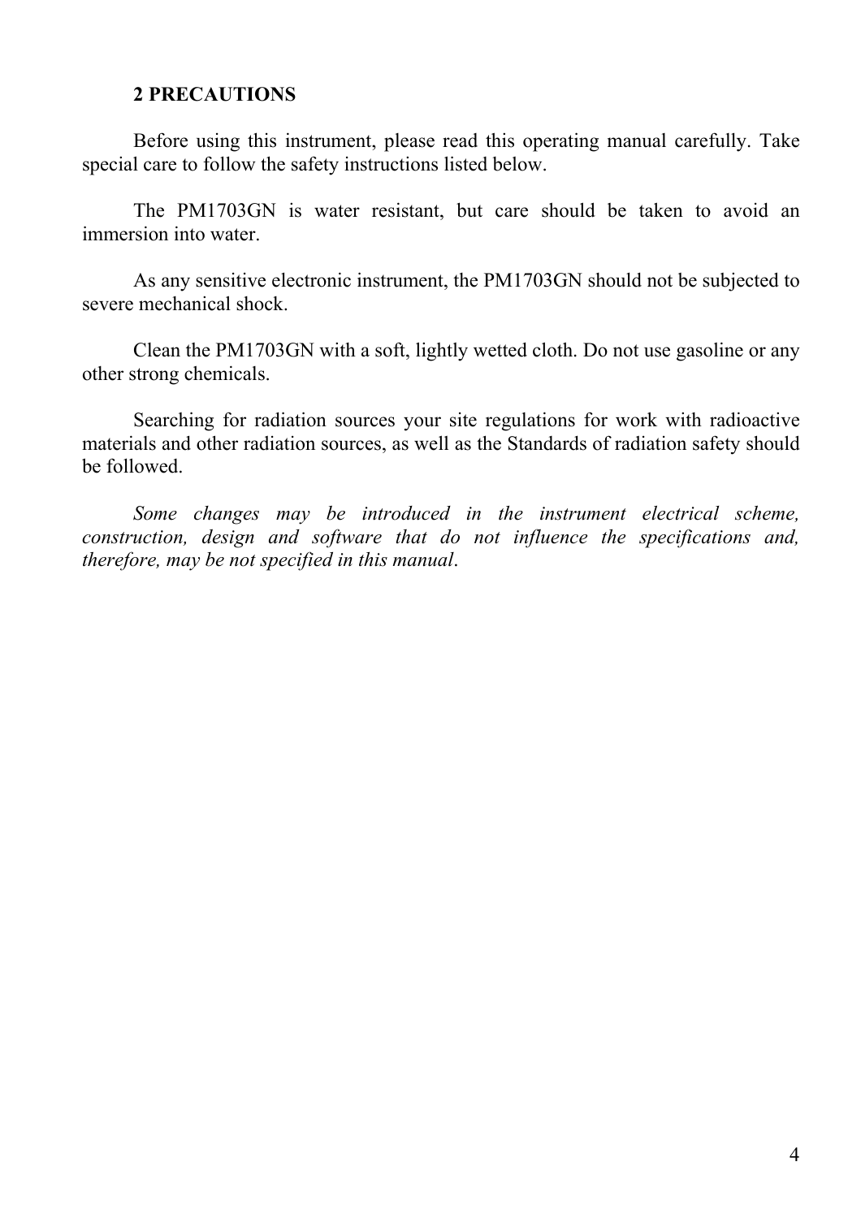## 2 PRECAUTIONS

Before using this instrument, please read this operating manual carefully. Take special care to follow the safety instructions listed below.

The PM1703GN is water resistant, but care should be taken to avoid an immersion into water.

As any sensitive electronic instrument, the PM1703GN should not be subjected to severe mechanical shock.

Clean the PM1703GN with a soft, lightly wetted cloth. Do not use gasoline or any other strong chemicals.

Searching for radiation sources your site regulations for work with radioactive materials and other radiation sources, as well as the Standards of radiation safety should be followed.

*Some changes may be introduced in the instrument electrical scheme, construction, design and software that do not influence the specifications and, therefore, may be not specified in this manual*.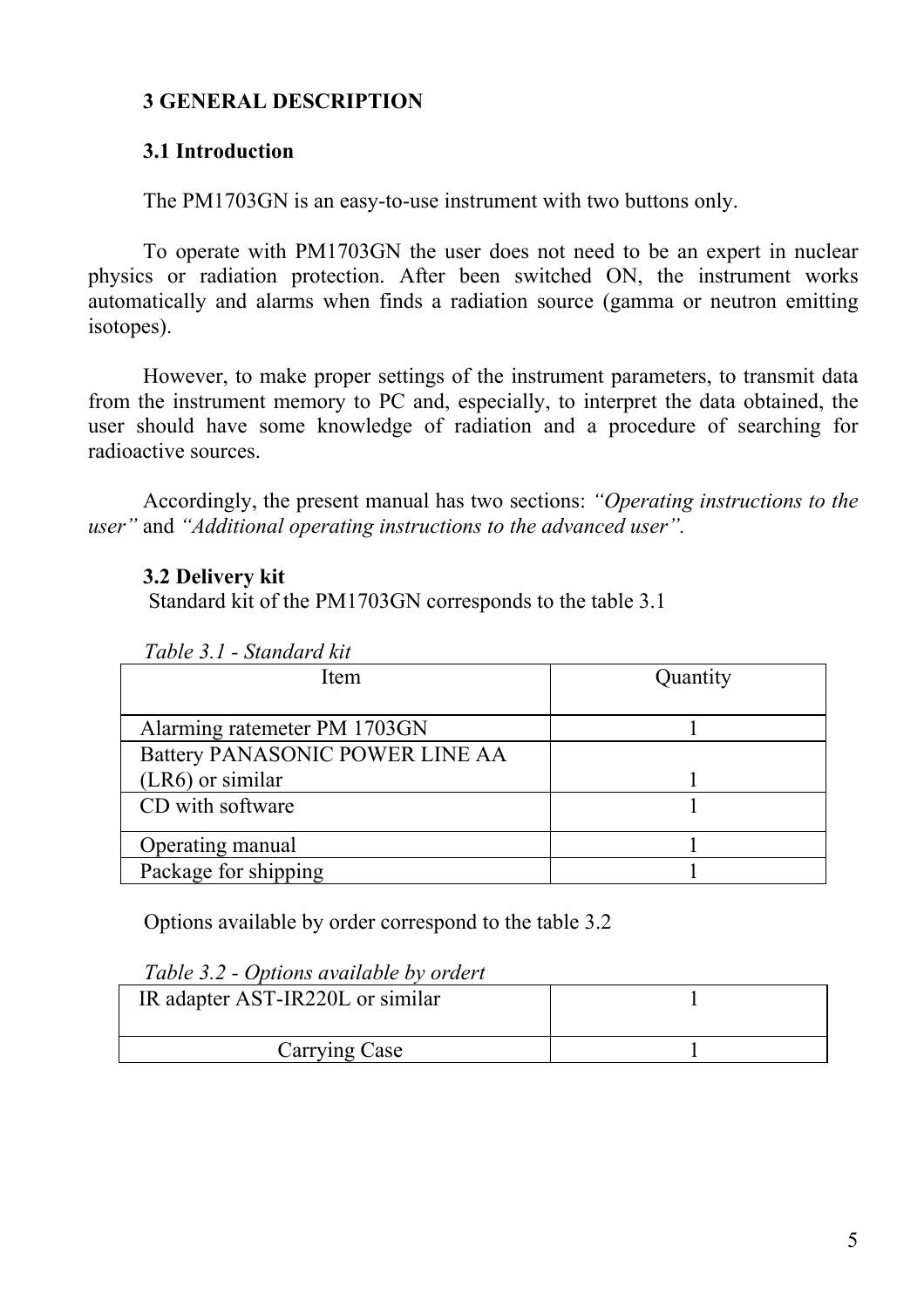# 3 GENERAL DESCRIPTION

## 3.1 Introduction

The PM1703GN is an easy-to-use instrument with two buttons only.

To operate with PM1703GN the user does not need to be an expert in nuclear physics or radiation protection. After been switched ON, the instrument works automatically and alarms when finds a radiation source (gamma or neutron emitting isotopes).

However, to make proper settings of the instrument parameters, to transmit data from the instrument memory to PC and, especially, to interpret the data obtained, the user should have some knowledge of radiation and a procedure of searching for radioactive sources.

Accordingly, the present manual has two sections: *“Operating instructions to the user”* and *“Additional operating instructions to the advanced user”.*

## 3.2 Delivery kit

Standard kit of the PM1703GN corresponds to the table 3.1

*Table 3.1 - Standard kit*

| Item | Quantity |
| --- | --- |
| Alarming ratemeter PM 1703GN | 1 |
| Battery PANASONIC POWER LINE AA (LR6) or similar | 1 |
| CD with software | 1 |
| Operating manual | 1 |
| Package for shipping | 1 |

Options available by order correspond to the table 3.2

*Table 3.2 - Options available by ordert*

| | |
| --- | --- |
| IR adapter AST-IR220L or similar | 1 |
| Carrying Case | 1 |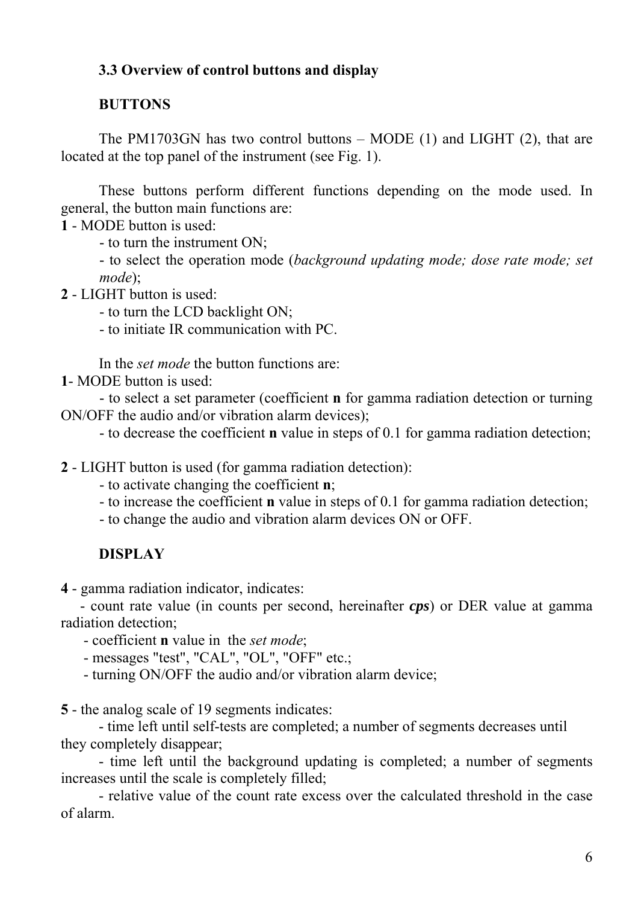### 3.3 Overview of control buttons and display

**BUTTONS**

The PM1703GN has two control buttons – MODE (1) and LIGHT (2), that are located at the top panel of the instrument (see Fig. 1).

These buttons perform different functions depending on the mode used. In general, the button main functions are:

**1** - MODE button is used:

- to turn the instrument ON;
- to select the operation mode (*background updating mode; dose rate mode; set mode*);

**2** - LIGHT button is used:

- to turn the LCD backlight ON;
- to initiate IR communication with PC.

In the *set mode* the button functions are:

**1**- MODE button is used:

- to select a set parameter (coefficient **n** for gamma radiation detection or turning ON/OFF the audio and/or vibration alarm devices);
- to decrease the coefficient **n** value in steps of 0.1 for gamma radiation detection;

**2** - LIGHT button is used (for gamma radiation detection):

- to activate changing the coefficient **n**;
- to increase the coefficient **n** value in steps of 0.1 for gamma radiation detection;
- to change the audio and vibration alarm devices ON or OFF.

**DISPLAY**

**4** - gamma radiation indicator, indicates:

- count rate value (in counts per second, hereinafter ***cps***) or DER value at gamma radiation detection;
- coefficient **n** value in the *set mode*;
- messages "test", "CAL", "OL", "OFF" etc.;
- turning ON/OFF the audio and/or vibration alarm device;

**5** - the analog scale of 19 segments indicates:

- time left until self-tests are completed; a number of segments decreases until they completely disappear;
- time left until the background updating is completed; a number of segments increases until the scale is completely filled;
- relative value of the count rate excess over the calculated threshold in the case of alarm.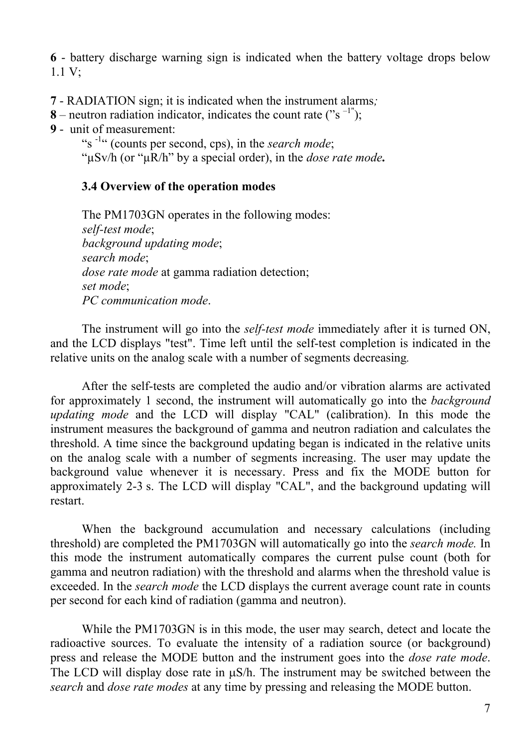**6** - battery discharge warning sign is indicated when the battery voltage drops below 1.1 V;

**7** - RADIATION sign; it is indicated when the instrument alarms*;*
**8** – neutron radiation indicator, indicates the count rate ("$s^{-1}$");
**9** - unit of measurement:

"$s^{-1}$" (counts per second, cps), in the *search mode*;
"μSv/h (or "μR/h" by a special order), in the *dose rate mode***.**

### 3.4 Overview of the operation modes

The PM1703GN operates in the following modes:
*self-test mode*;
*background updating mode*;
*search mode*;
*dose rate mode* at gamma radiation detection;
*set mode*;
*PC communication mode*.

The instrument will go into the *self-test mode* immediately after it is turned ON, and the LCD displays "test". Time left until the self-test completion is indicated in the relative units on the analog scale with a number of segments decreasing.

After the self-tests are completed the audio and/or vibration alarms are activated for approximately 1 second, the instrument will automatically go into the *background updating mode* and the LCD will display "CAL" (calibration). In this mode the instrument measures the background of gamma and neutron radiation and calculates the threshold. A time since the background updating began is indicated in the relative units on the analog scale with a number of segments increasing. The user may update the background value whenever it is necessary. Press and fix the MODE button for approximately 2-3 s. The LCD will display "CAL", and the background updating will restart.

When the background accumulation and necessary calculations (including threshold) are completed the PM1703GN will automatically go into the *search mode.* In this mode the instrument automatically compares the current pulse count (both for gamma and neutron radiation) with the threshold and alarms when the threshold value is exceeded. In the *search mode* the LCD displays the current average count rate in counts per second for each kind of radiation (gamma and neutron).

While the PM1703GN is in this mode, the user may search, detect and locate the radioactive sources. To evaluate the intensity of a radiation source (or background) press and release the MODE button and the instrument goes into the *dose rate mode*. The LCD will display dose rate in μS/h. The instrument may be switched between the *search* and *dose rate modes* at any time by pressing and releasing the MODE button.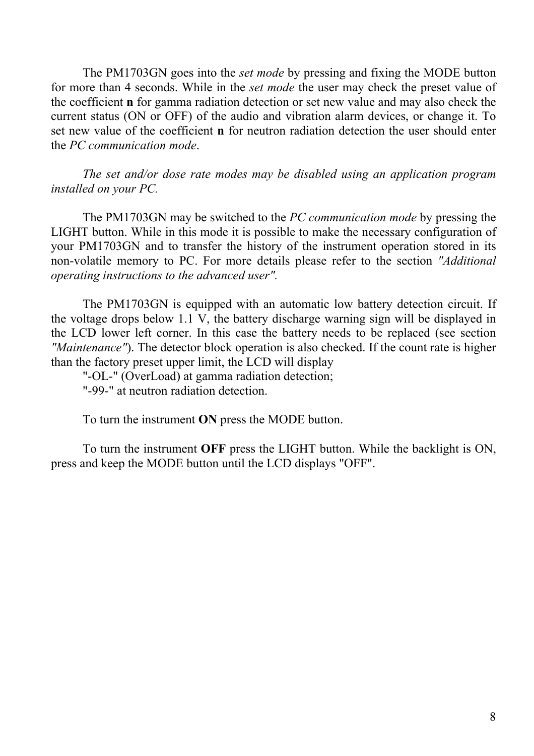The PM1703GN goes into the *set mode* by pressing and fixing the MODE button for more than 4 seconds. While in the *set mode* the user may check the preset value of the coefficient **n** for gamma radiation detection or set new value and may also check the current status (ON or OFF) of the audio and vibration alarm devices, or change it. To set new value of the coefficient **n** for neutron radiation detection the user should enter the *PC communication mode*.

*The set and/or dose rate modes may be disabled using an application program installed on your PC.*

The PM1703GN may be switched to the *PC communication mode* by pressing the LIGHT button. While in this mode it is possible to make the necessary configuration of your PM1703GN and to transfer the history of the instrument operation stored in its non-volatile memory to PC. For more details please refer to the section *"Additional operating instructions to the advanced user".*

The PM1703GN is equipped with an automatic low battery detection circuit. If the voltage drops below 1.1 V, the battery discharge warning sign will be displayed in the LCD lower left corner. In this case the battery needs to be replaced (see section *"Maintenance"*). The detector block operation is also checked. If the count rate is higher than the factory preset upper limit, the LCD will display

"-OL-" (OverLoad) at gamma radiation detection;

"-99-" at neutron radiation detection.

To turn the instrument **ON** press the MODE button.

To turn the instrument **OFF** press the LIGHT button. While the backlight is ON, press and keep the MODE button until the LCD displays "OFF".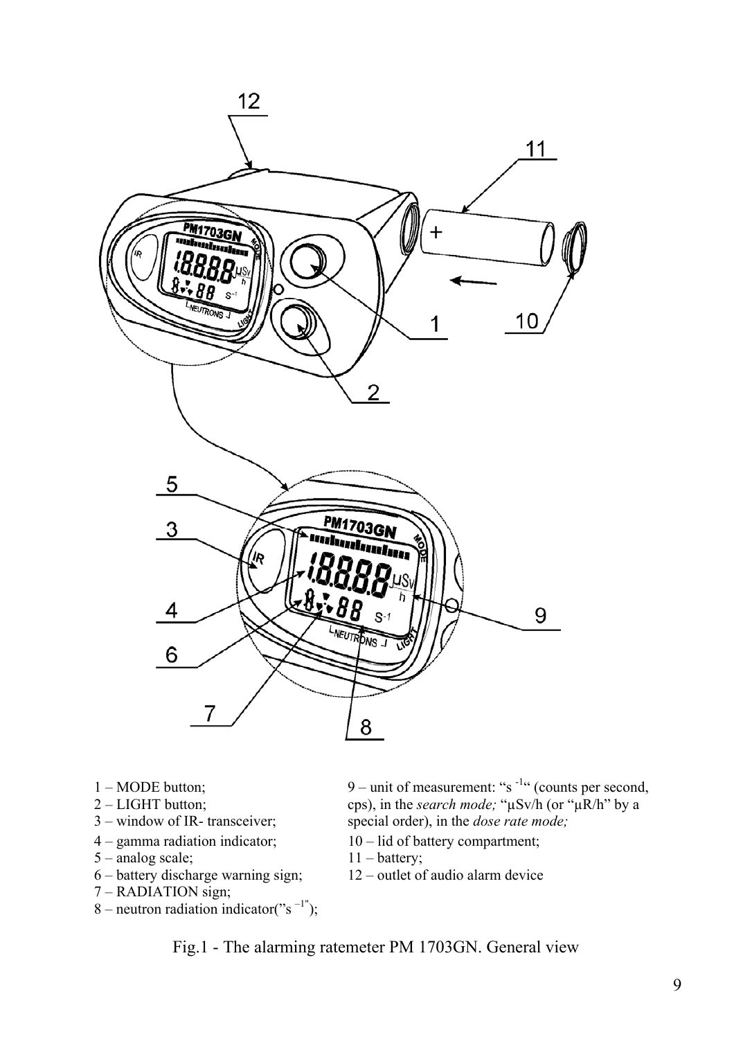1 – MODE button;

2 – LIGHT button;

3 – window of IR- transceiver;

4 – gamma radiation indicator;

5 – analog scale;

6 – battery discharge warning sign;

7 – RADIATION sign;

8 – neutron radiation indicator("$s^{-1}$");

9 – unit of measurement: "$s^{-1}$" (counts per second, cps), in the *search mode;* "μSv/h (or "μR/h" by a special order), in the *dose rate mode;*

10 – lid of battery compartment;

11 – battery;

12 – outlet of audio alarm device

Fig.1 - The alarming ratemeter PM 1703GN. General view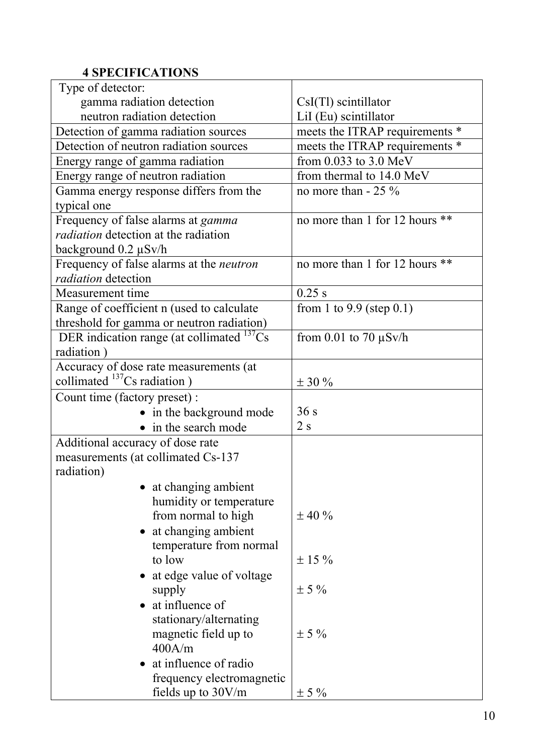### 4 SPECIFICATIONS

| | |
|---|---|
| Type of detector:<br>gamma radiation detection<br>neutron radiation detection | <br>CsI(Tl) scintillator<br>LiI (Eu) scintillator |
| Detection of gamma radiation sources | meets the ITRAP requirements * |
| Detection of neutron radiation sources | meets the ITRAP requirements * |
| Energy range of gamma radiation | from 0.033 to 3.0 MeV |
| Energy range of neutron radiation | from thermal to 14.0 MeV |
| Gamma energy response differs from the typical one | no more than - 25 % |
| Frequency of false alarms at *gamma radiation* detection at the radiation background 0.2 μSv/h | no more than 1 for 12 hours ** |
| Frequency of false alarms at the *neutron radiation* detection | no more than 1 for 12 hours ** |
| Measurement time | 0.25 s |
| Range of coefficient n (used to calculate threshold for gamma or neutron radiation) | from 1 to 9.9 (step 0.1) |
| DER indication range (at collimated $^{137}$Cs radiation ) | from 0.01 to 70 μSv/h |
| Accuracy of dose rate measurements (at collimated $^{137}$Cs radiation ) | ± 30 % |
| Count time (factory preset) :<br>• in the background mode<br>• in the search mode | <br>36 s<br>2 s |
| Additional accuracy of dose rate measurements (at collimated Cs-137 radiation)<br>• at changing ambient humidity or temperature from normal to high<br>• at changing ambient temperature from normal to low<br>• at edge value of voltage supply<br>• at influence of stationary/alternating magnetic field up to 400A/m<br>• at influence of radio frequency electromagnetic fields up to 30V/m | <br><br>± 40 %<br>± 15 %<br>± 5 %<br>± 5 %<br>± 5 % |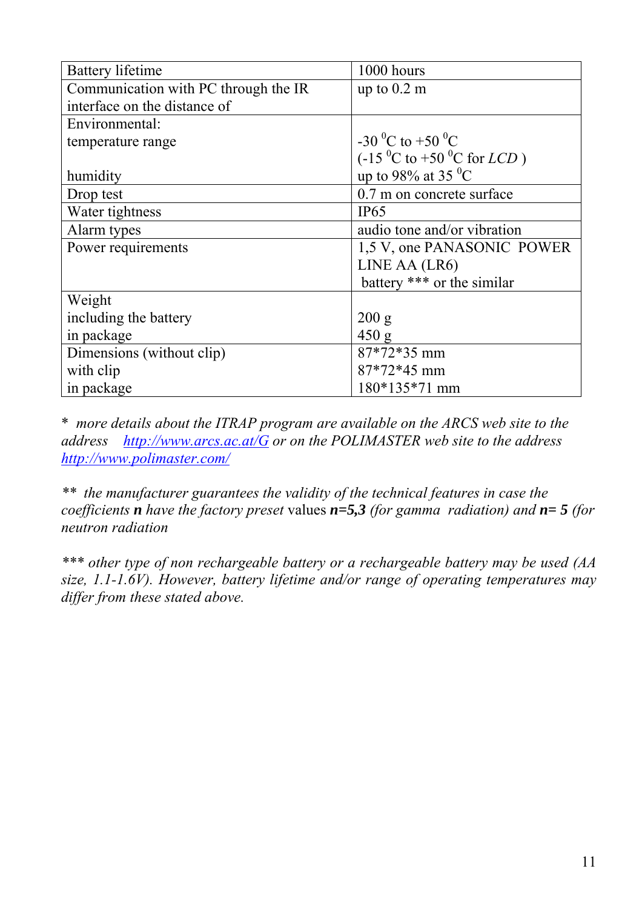| Battery lifetime | 1000 hours |
|---|---|
| Communication with PC through the IR interface on the distance of | up to 0.2 m |
| Environmental:<br>temperature range<br><br>humidity | <br>-30 $^{0}$C to +50 $^{0}$C<br>(-15 $^{0}$C to +50 $^{0}$C for *LCD* )<br>up to 98% at 35 $^{0}$C |
| Drop test | 0.7 m on concrete surface |
| Water tightness | IP65 |
| Alarm types | audio tone and/or vibration |
| Power requirements | 1,5 V, one PANASONIC POWER LINE AA (LR6) battery *** or the similar |
| Weight<br>including the battery<br>in package | <br>200 g<br>450 g |
| Dimensions (without clip)<br>with clip<br>in package | 87*72*35 mm<br>87*72*45 mm<br>180*135*71 mm |

* *more details about the ITRAP program are available on the ARCS web site to the address* *http://www.arcs.ac.at/G* *or on the POLIMASTER web site to the address* *http://www.polimaster.com/*

** *the manufacturer guarantees the validity of the technical features in case the coefficients* ***n*** *have the factory preset* values ***n=5,3*** *(for gamma radiation) and* ***n= 5*** *(for neutron radiation*

*** *other type of non rechargeable battery or a rechargeable battery may be used (AA size, 1.1-1.6V). However, battery lifetime and/or range of operating temperatures may differ from these stated above.*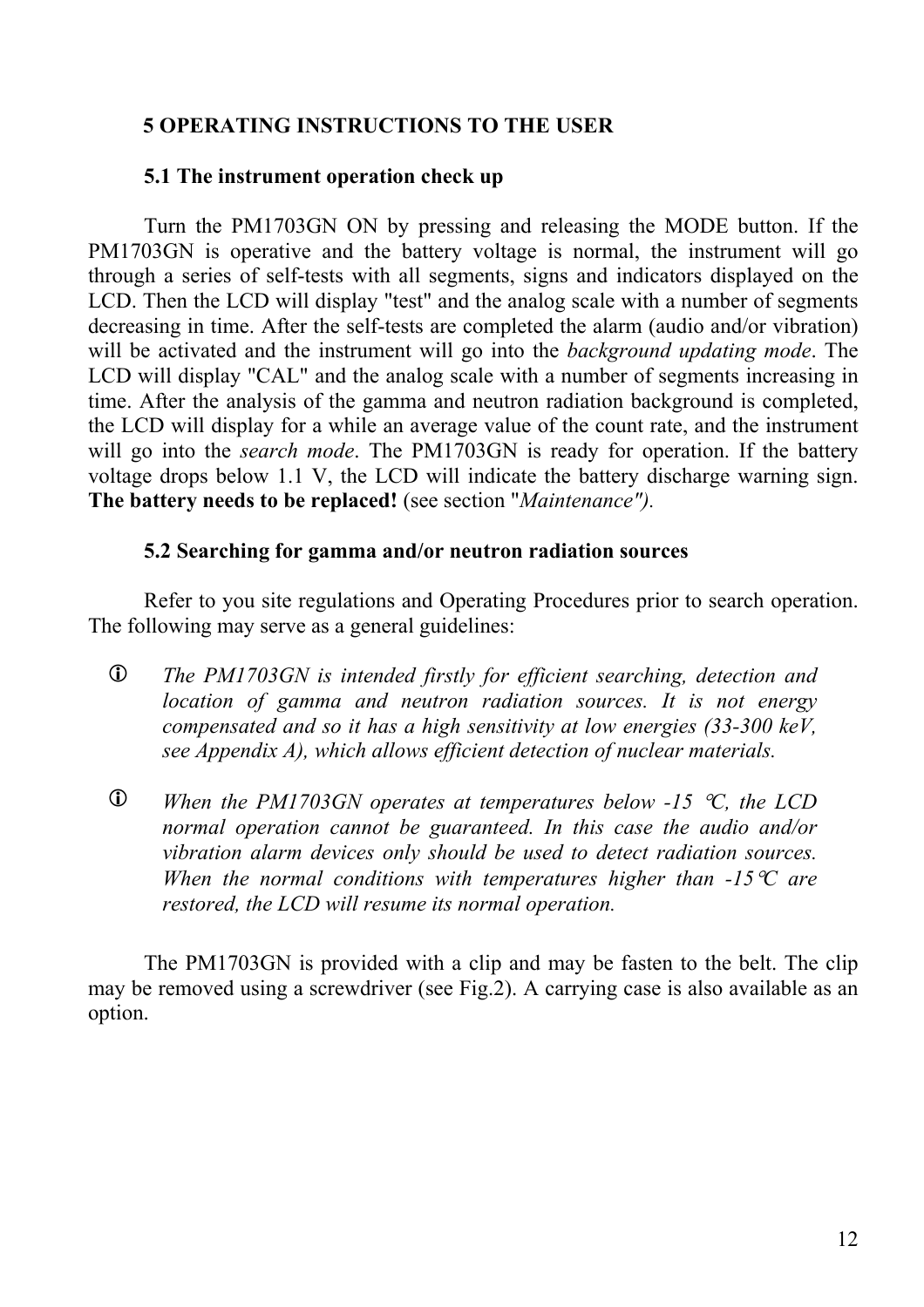# 5 OPERATING INSTRUCTIONS TO THE USER

## 5.1 The instrument operation check up

Turn the PM1703GN ON by pressing and releasing the MODE button. If the PM1703GN is operative and the battery voltage is normal, the instrument will go through a series of self-tests with all segments, signs and indicators displayed on the LCD. Then the LCD will display "test" and the analog scale with a number of segments decreasing in time. After the self-tests are completed the alarm (audio and/or vibration) will be activated and the instrument will go into the *background updating mode*. The LCD will display "CAL" and the analog scale with a number of segments increasing in time. After the analysis of the gamma and neutron radiation background is completed, the LCD will display for a while an average value of the count rate, and the instrument will go into the *search mode*. The PM1703GN is ready for operation. If the battery voltage drops below 1.1 V, the LCD will indicate the battery discharge warning sign. **The battery needs to be replaced!** (see section "*Maintenance").*

## 5.2 Searching for gamma and/or neutron radiation sources

Refer to you site regulations and Operating Procedures prior to search operation. The following may serve as a general guidelines:

- ⓘ *The PM1703GN is intended firstly for efficient searching, detection and location of gamma and neutron radiation sources. It is not energy compensated and so it has a high sensitivity at low energies (33-300 keV, see Appendix A), which allows efficient detection of nuclear materials.*

- ⓘ *When the PM1703GN operates at temperatures below -15 °C, the LCD normal operation cannot be guaranteed. In this case the audio and/or vibration alarm devices only should be used to detect radiation sources. When the normal conditions with temperatures higher than -15°C are restored, the LCD will resume its normal operation.*

The PM1703GN is provided with a clip and may be fasten to the belt. The clip may be removed using a screwdriver (see Fig.2). A carrying case is also available as an option.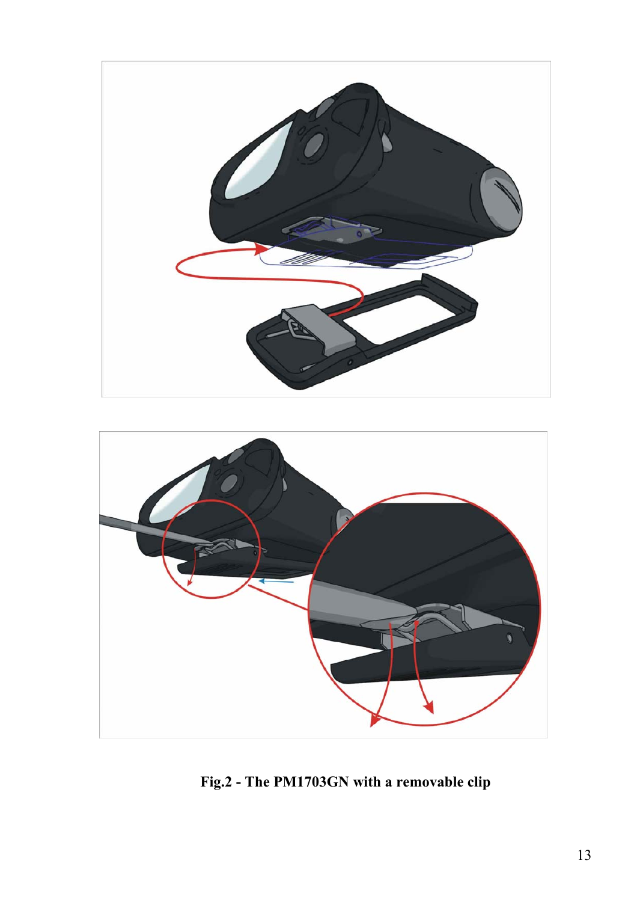**Fig.2 - The PM1703GN with a removable clip**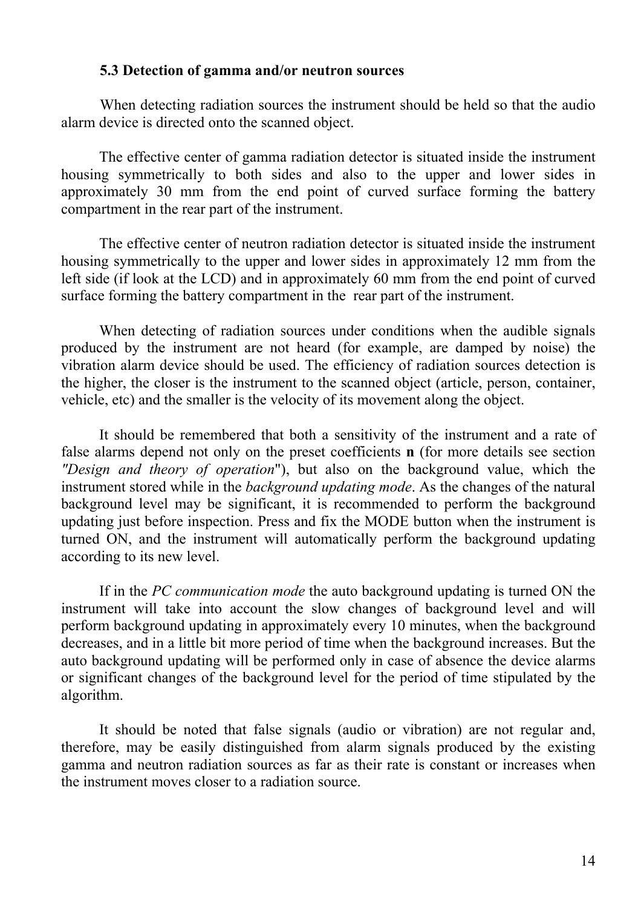### 5.3 Detection of gamma and/or neutron sources

When detecting radiation sources the instrument should be held so that the audio alarm device is directed onto the scanned object.

The effective center of gamma radiation detector is situated inside the instrument housing symmetrically to both sides and also to the upper and lower sides in approximately 30 mm from the end point of curved surface forming the battery compartment in the rear part of the instrument.

The effective center of neutron radiation detector is situated inside the instrument housing symmetrically to the upper and lower sides in approximately 12 mm from the left side (if look at the LCD) and in approximately 60 mm from the end point of curved surface forming the battery compartment in the rear part of the instrument.

When detecting of radiation sources under conditions when the audible signals produced by the instrument are not heard (for example, are damped by noise) the vibration alarm device should be used. The efficiency of radiation sources detection is the higher, the closer is the instrument to the scanned object (article, person, container, vehicle, etc) and the smaller is the velocity of its movement along the object.

It should be remembered that both a sensitivity of the instrument and a rate of false alarms depend not only on the preset coefficients **n** (for more details see section *"Design and theory of operation*"), but also on the background value, which the instrument stored while in the *background updating mode*. As the changes of the natural background level may be significant, it is recommended to perform the background updating just before inspection. Press and fix the MODE button when the instrument is turned ON, and the instrument will automatically perform the background updating according to its new level.

If in the *PC communication mode* the auto background updating is turned ON the instrument will take into account the slow changes of background level and will perform background updating in approximately every 10 minutes, when the background decreases, and in a little bit more period of time when the background increases. But the auto background updating will be performed only in case of absence the device alarms or significant changes of the background level for the period of time stipulated by the algorithm.

It should be noted that false signals (audio or vibration) are not regular and, therefore, may be easily distinguished from alarm signals produced by the existing gamma and neutron radiation sources as far as their rate is constant or increases when the instrument moves closer to a radiation source.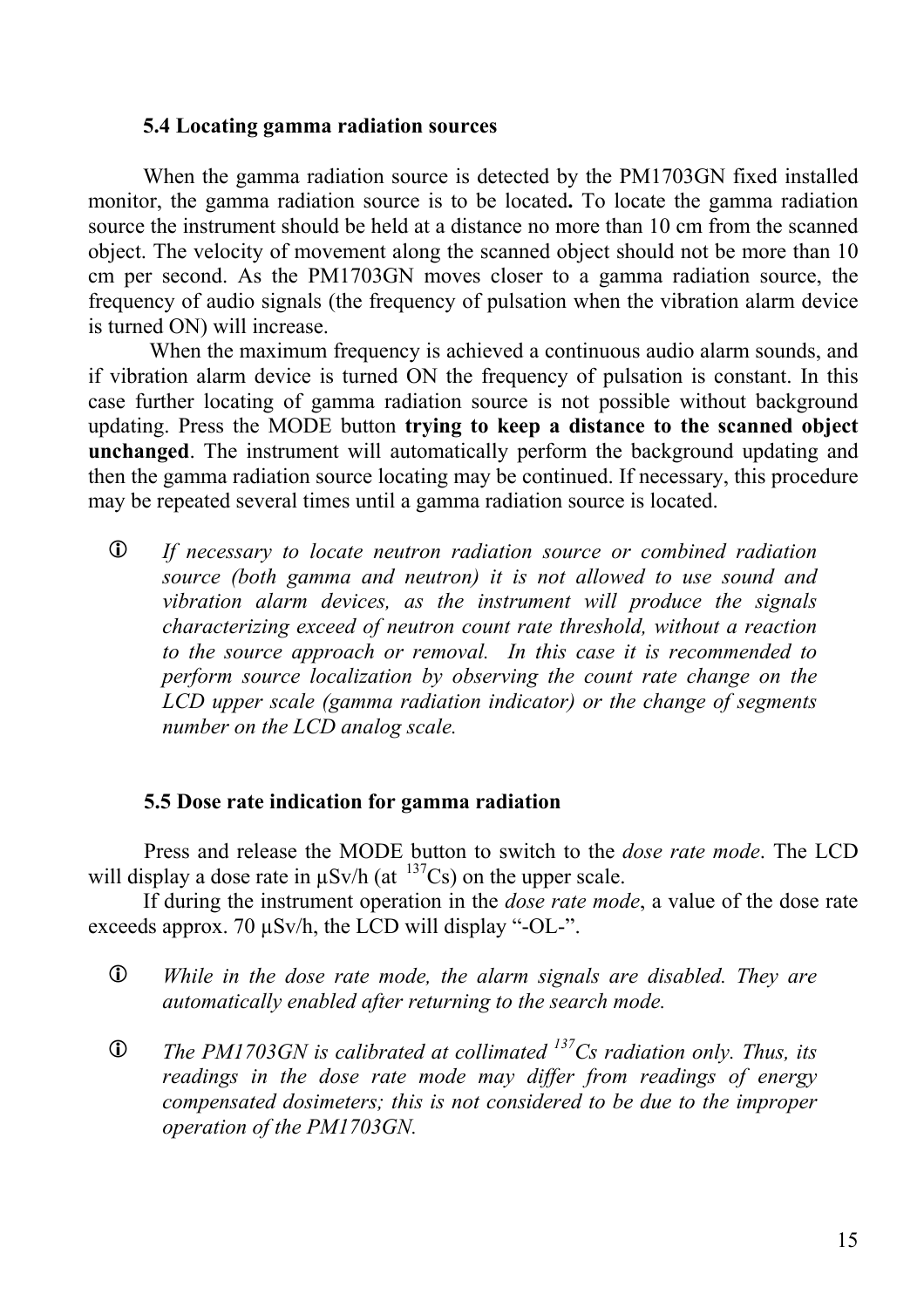### 5.4 Locating gamma radiation sources

When the gamma radiation source is detected by the PM1703GN fixed installed monitor, the gamma radiation source is to be located**.** To locate the gamma radiation source the instrument should be held at a distance no more than 10 cm from the scanned object. The velocity of movement along the scanned object should not be more than 10 cm per second. As the PM1703GN moves closer to a gamma radiation source, the frequency of audio signals (the frequency of pulsation when the vibration alarm device is turned ON) will increase.

When the maximum frequency is achieved a continuous audio alarm sounds, and if vibration alarm device is turned ON the frequency of pulsation is constant. In this case further locating of gamma radiation source is not possible without background updating. Press the MODE button **trying to keep a distance to the scanned object unchanged**. The instrument will automatically perform the background updating and then the gamma radiation source locating may be continued. If necessary, this procedure may be repeated several times until a gamma radiation source is located.

ⓘ *If necessary to locate neutron radiation source or combined radiation source (both gamma and neutron) it is not allowed to use sound and vibration alarm devices, as the instrument will produce the signals characterizing exceed of neutron count rate threshold, without a reaction to the source approach or removal. In this case it is recommended to perform source localization by observing the count rate change on the LCD upper scale (gamma radiation indicator) or the change of segments number on the LCD analog scale.*

### 5.5 Dose rate indication for gamma radiation

Press and release the MODE button to switch to the *dose rate mode*. The LCD will display a dose rate in μSv/h (at $^{137}$Cs) on the upper scale.

If during the instrument operation in the *dose rate mode*, a value of the dose rate exceeds approx. 70 μSv/h, the LCD will display "-OL-".

ⓘ *While in the dose rate mode, the alarm signals are disabled. They are automatically enabled after returning to the search mode.*

ⓘ *The PM1703GN is calibrated at collimated $^{137}$Cs radiation only. Thus, its readings in the dose rate mode may differ from readings of energy compensated dosimeters; this is not considered to be due to the improper operation of the PM1703GN.*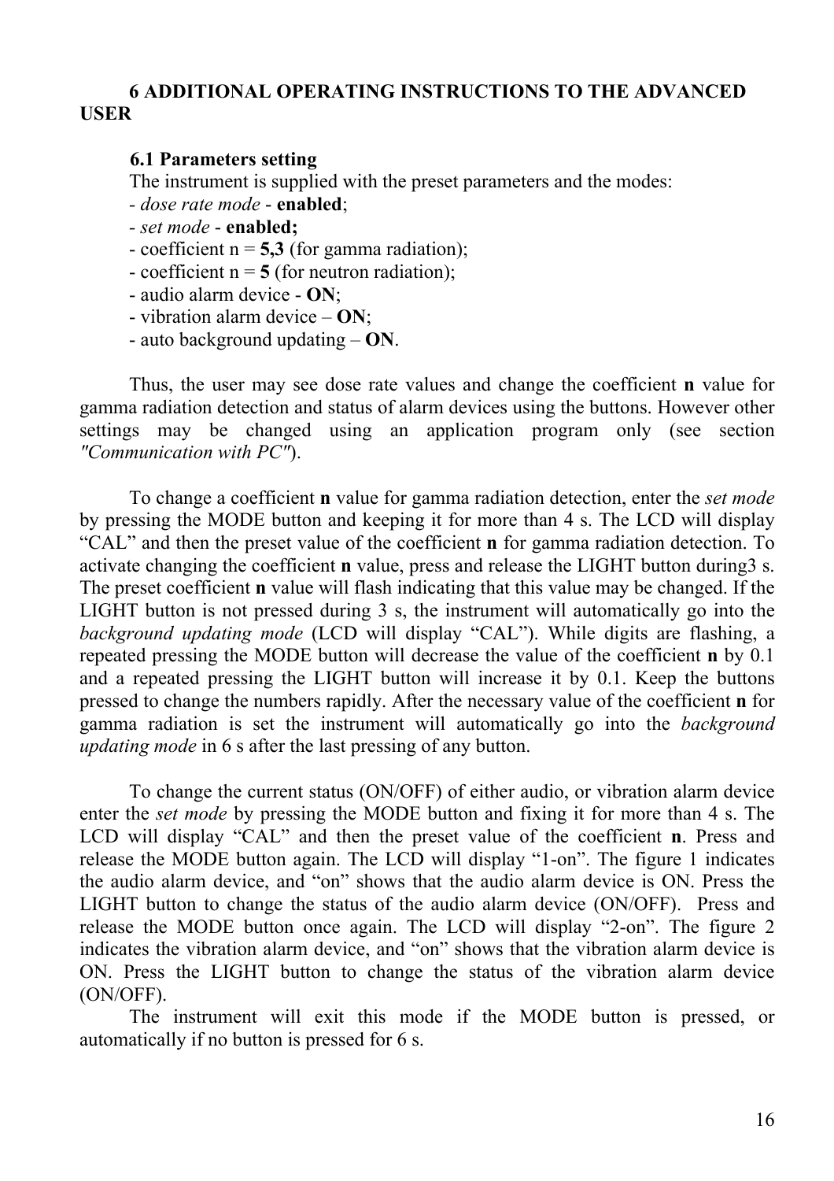# 6 ADDITIONAL OPERATING INSTRUCTIONS TO THE ADVANCED USER

## 6.1 Parameters setting

The instrument is supplied with the preset parameters and the modes:

- *dose rate mode* - **enabled**;
- *set mode* - **enabled;**
- coefficient n = **5,3** (for gamma radiation);
- coefficient n = **5** (for neutron radiation);
- audio alarm device - **ON**;
- vibration alarm device – **ON**;
- auto background updating – **ON**.

Thus, the user may see dose rate values and change the coefficient **n** value for gamma radiation detection and status of alarm devices using the buttons. However other settings may be changed using an application program only (see section *"Communication with PC"*).

To change a coefficient **n** value for gamma radiation detection, enter the *set mode* by pressing the MODE button and keeping it for more than 4 s. The LCD will display "CAL" and then the preset value of the coefficient **n** for gamma radiation detection. To activate changing the coefficient **n** value, press and release the LIGHT button during3 s. The preset coefficient **n** value will flash indicating that this value may be changed. If the LIGHT button is not pressed during 3 s, the instrument will automatically go into the *background updating mode* (LCD will display "CAL"). While digits are flashing, a repeated pressing the MODE button will decrease the value of the coefficient **n** by 0.1 and a repeated pressing the LIGHT button will increase it by 0.1. Keep the buttons pressed to change the numbers rapidly. After the necessary value of the coefficient **n** for gamma radiation is set the instrument will automatically go into the *background updating mode* in 6 s after the last pressing of any button.

To change the current status (ON/OFF) of either audio, or vibration alarm device enter the *set mode* by pressing the MODE button and fixing it for more than 4 s. The LCD will display "CAL" and then the preset value of the coefficient **n**. Press and release the MODE button again. The LCD will display "1-on". The figure 1 indicates the audio alarm device, and "on" shows that the audio alarm device is ON. Press the LIGHT button to change the status of the audio alarm device (ON/OFF). Press and release the MODE button once again. The LCD will display "2-on". The figure 2 indicates the vibration alarm device, and "on" shows that the vibration alarm device is ON. Press the LIGHT button to change the status of the vibration alarm device (ON/OFF).

The instrument will exit this mode if the MODE button is pressed, or automatically if no button is pressed for 6 s.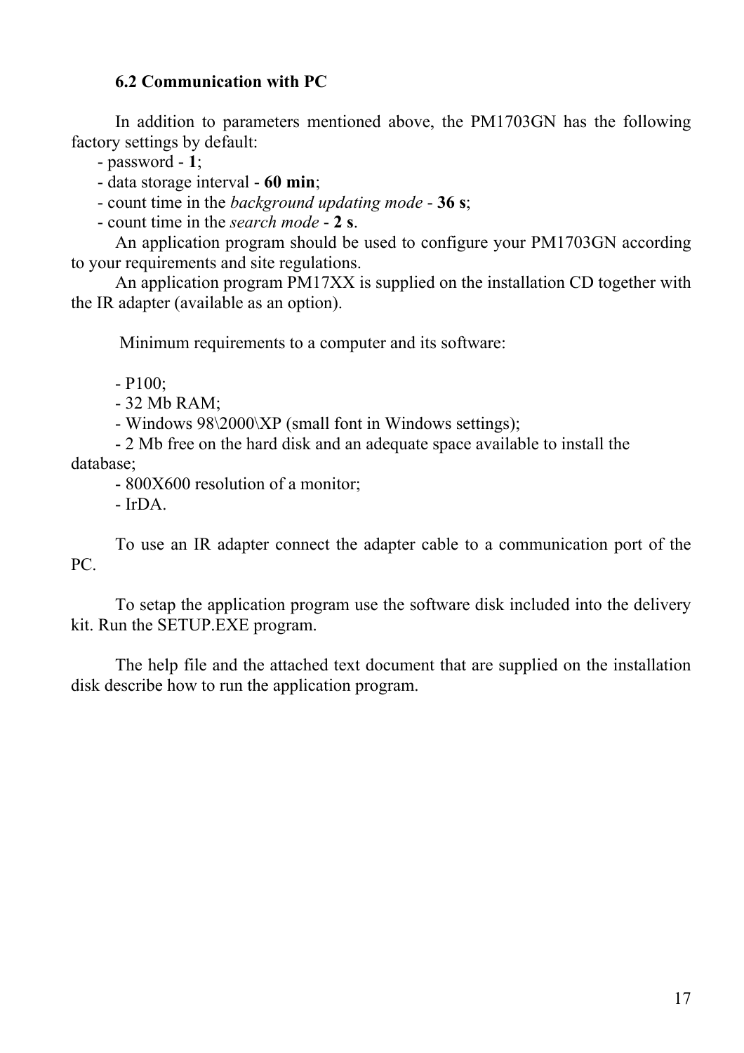### 6.2 Communication with PC

In addition to parameters mentioned above, the PM1703GN has the following factory settings by default:

- password - **1**;
- data storage interval - **60 min**;
- count time in the *background updating mode* - **36 s**;
- count time in the *search mode* - **2 s**.

An application program should be used to configure your PM1703GN according to your requirements and site regulations.

An application program PM17XX is supplied on the installation CD together with the IR adapter (available as an option).

Minimum requirements to a computer and its software:

- P100;
- 32 Mb RAM;
- Windows 98\2000\XP (small font in Windows settings);
- 2 Mb free on the hard disk and an adequate space available to install the database;
- 800X600 resolution of a monitor;
- IrDA.

To use an IR adapter connect the adapter cable to a communication port of the PC.

To setap the application program use the software disk included into the delivery kit. Run the SETUP.EXE program.

The help file and the attached text document that are supplied on the installation disk describe how to run the application program.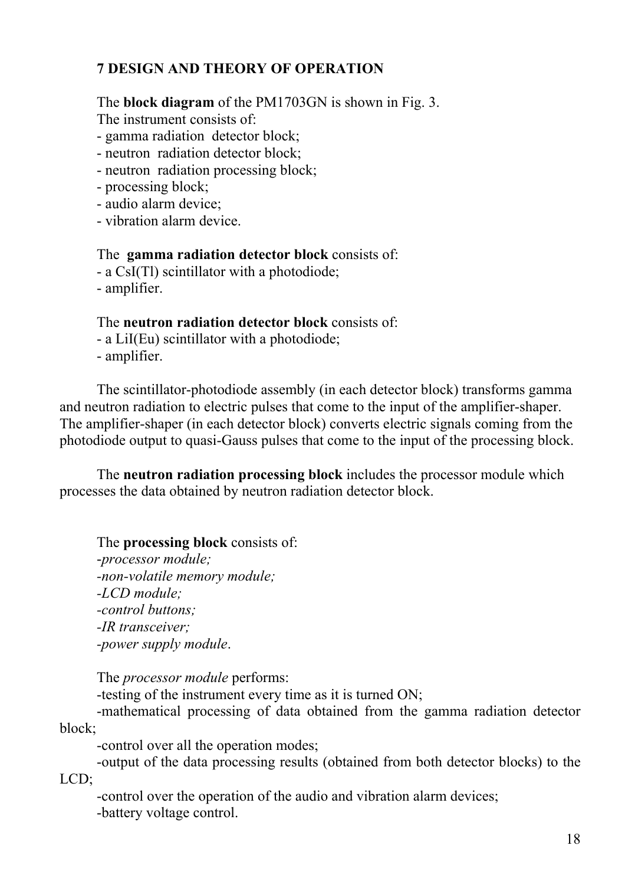# 7 DESIGN AND THEORY OF OPERATION

The **block diagram** of the PM1703GN is shown in Fig. 3.

The instrument consists of:

- gamma radiation detector block;
- neutron radiation detector block;
- neutron radiation processing block;
- processing block;
- audio alarm device;
- vibration alarm device.

The **gamma radiation detector block** consists of:

- a CsI(Tl) scintillator with a photodiode;
- amplifier.

The **neutron radiation detector block** consists of:

- a LiI(Eu) scintillator with a photodiode;
- amplifier.

The scintillator-photodiode assembly (in each detector block) transforms gamma and neutron radiation to electric pulses that come to the input of the amplifier-shaper. The amplifier-shaper (in each detector block) converts electric signals coming from the photodiode output to quasi-Gauss pulses that come to the input of the processing block.

The **neutron radiation processing block** includes the processor module which processes the data obtained by neutron radiation detector block.

The **processing block** consists of:

- *processor module;*
- *non-volatile memory module;*
- *LCD module;*
- *control buttons;*
- *IR transceiver;*
- *power supply module*.

The *processor module* performs:

- testing of the instrument every time as it is turned ON;
- mathematical processing of data obtained from the gamma radiation detector block;
- control over all the operation modes;
- output of the data processing results (obtained from both detector blocks) to the LCD;
- control over the operation of the audio and vibration alarm devices;
- battery voltage control.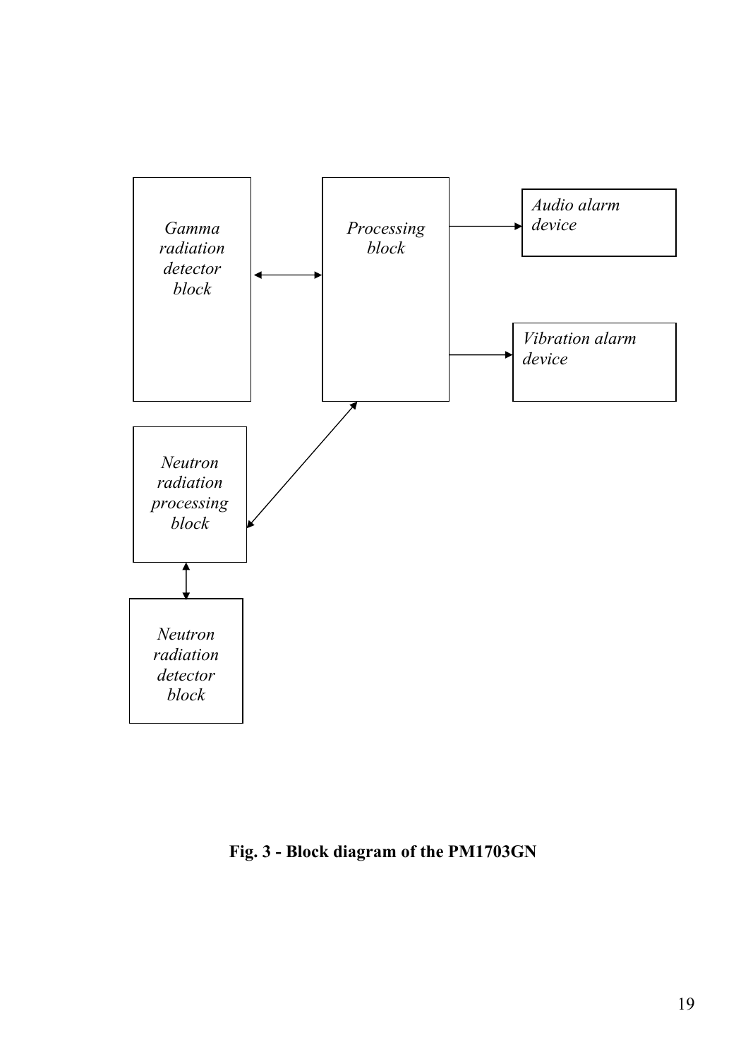*Gamma radiation detector block*

*Processing block*

*Audio alarm device*

*Vibration alarm device*

*Neutron radiation processing block*

*Neutron radiation detector block*

**Fig. 3 - Block diagram of the PM1703GN**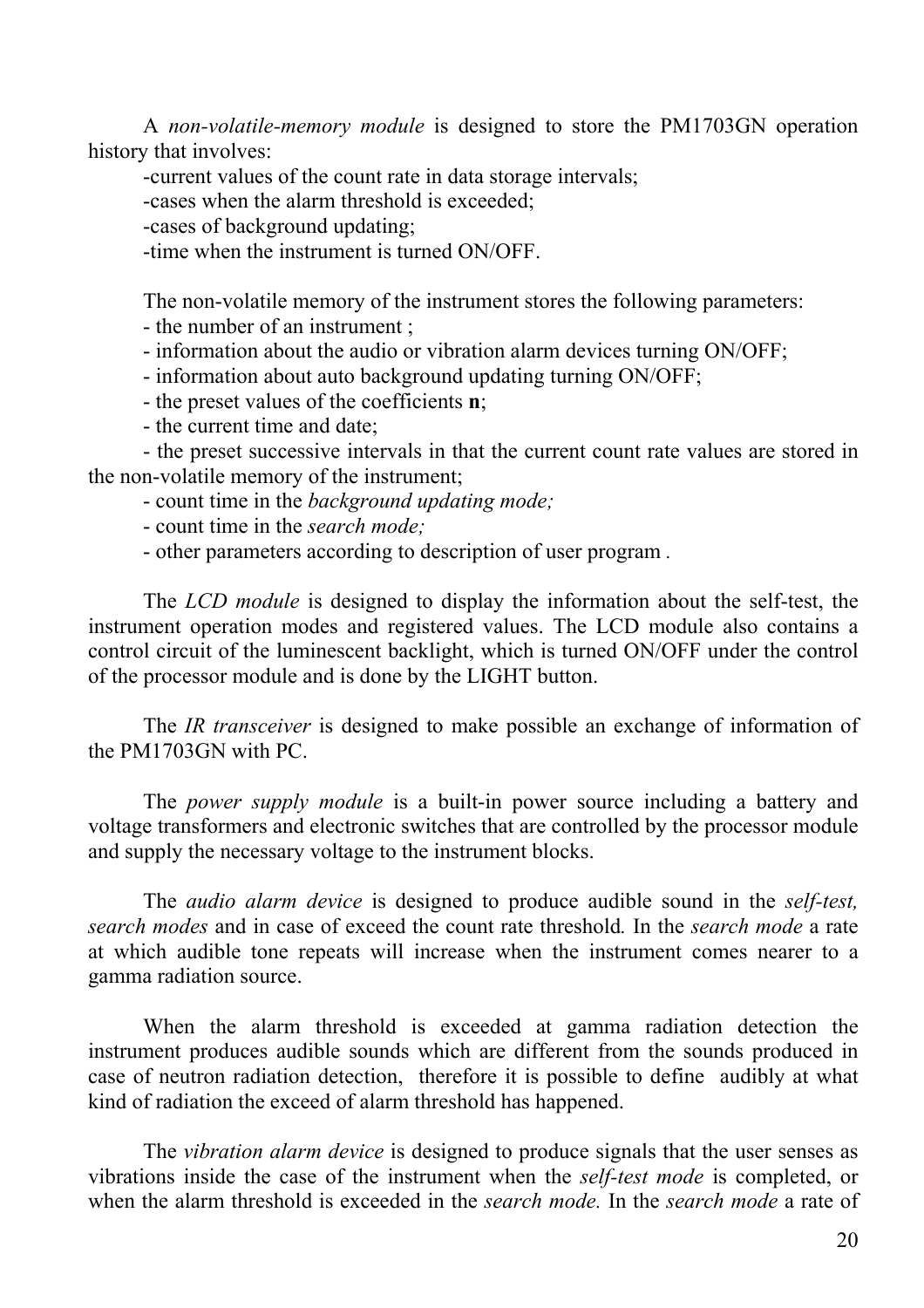A *non-volatile-memory module* is designed to store the PM1703GN operation history that involves:

-current values of the count rate in data storage intervals;

-cases when the alarm threshold is exceeded;

-cases of background updating;

-time when the instrument is turned ON/OFF.

The non-volatile memory of the instrument stores the following parameters:

- the number of an instrument ;
- information about the audio or vibration alarm devices turning ON/OFF;
- information about auto background updating turning ON/OFF;
- the preset values of the coefficients **n**;
- the current time and date;
- the preset successive intervals in that the current count rate values are stored in the non-volatile memory of the instrument;
- count time in the *background updating mode;*
- count time in the *search mode;*
- other parameters according to description of user program .

The *LCD module* is designed to display the information about the self-test, the instrument operation modes and registered values. The LCD module also contains a control circuit of the luminescent backlight, which is turned ON/OFF under the control of the processor module and is done by the LIGHT button.

The *IR transceiver* is designed to make possible an exchange of information of the PM1703GN with PC.

The *power supply module* is a built-in power source including a battery and voltage transformers and electronic switches that are controlled by the processor module and supply the necessary voltage to the instrument blocks.

The *audio alarm device* is designed to produce audible sound in the *self-test, search modes* and in case of exceed the count rate threshold*.* In the *search mode* a rate at which audible tone repeats will increase when the instrument comes nearer to a gamma radiation source.

When the alarm threshold is exceeded at gamma radiation detection the instrument produces audible sounds which are different from the sounds produced in case of neutron radiation detection, therefore it is possible to define audibly at what kind of radiation the exceed of alarm threshold has happened.

The *vibration alarm device* is designed to produce signals that the user senses as vibrations inside the case of the instrument when the *self-test mode* is completed, or when the alarm threshold is exceeded in the *search mode.* In the *search mode* a rate of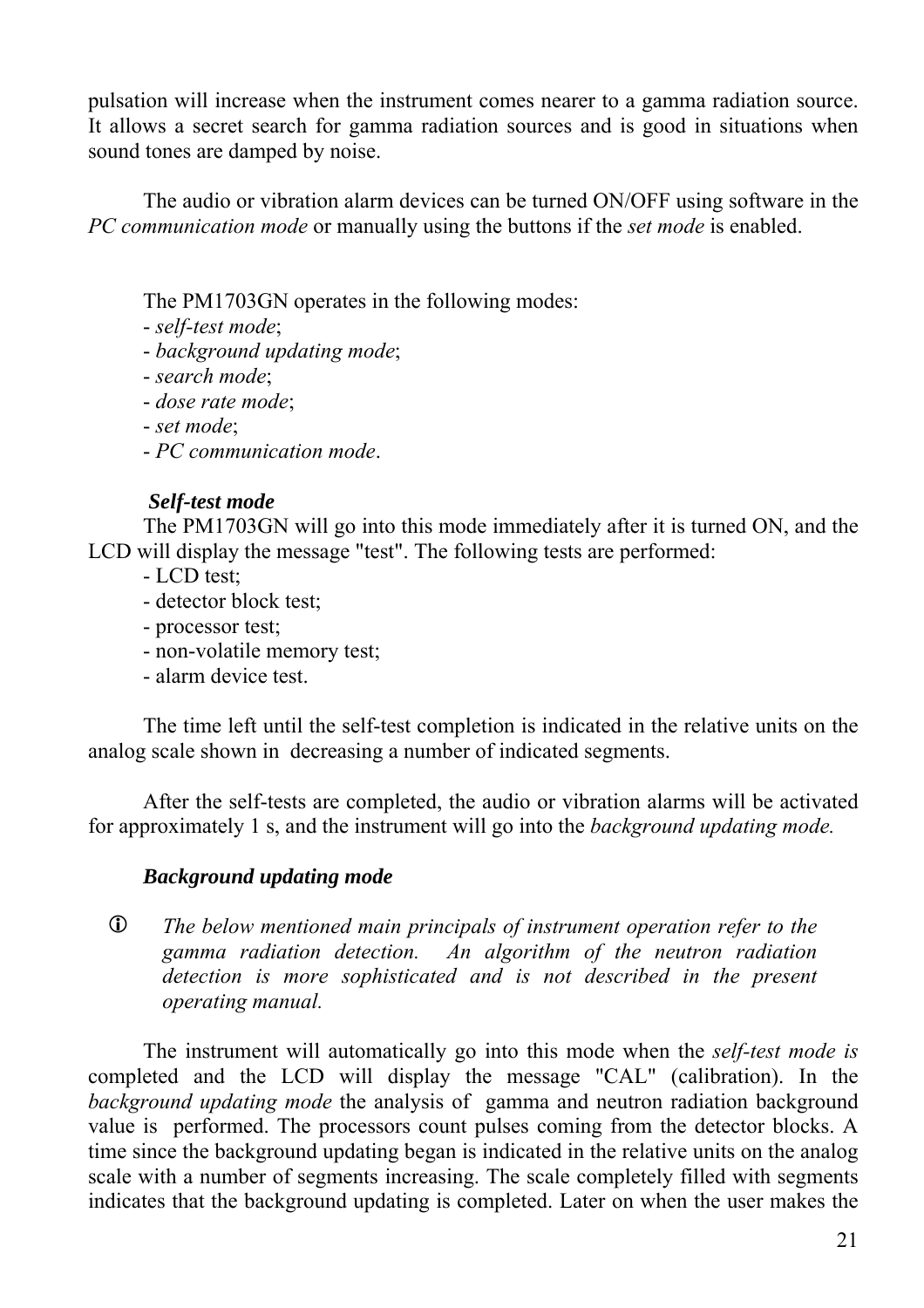pulsation will increase when the instrument comes nearer to a gamma radiation source. It allows a secret search for gamma radiation sources and is good in situations when sound tones are damped by noise.

The audio or vibration alarm devices can be turned ON/OFF using software in the *PC communication mode* or manually using the buttons if the *set mode* is enabled.

The PM1703GN operates in the following modes:

- *self-test mode*;
- *background updating mode*;
- *search mode*;
- *dose rate mode*;
- *set mode*;
- *PC communication mode*.

### *Self-test mode*

The PM1703GN will go into this mode immediately after it is turned ON, and the LCD will display the message "test". The following tests are performed:

- LCD test;
- detector block test;
- processor test;
- non-volatile memory test;
- alarm device test.

The time left until the self-test completion is indicated in the relative units on the analog scale shown in decreasing a number of indicated segments.

After the self-tests are completed, the audio or vibration alarms will be activated for approximately 1 s, and the instrument will go into the *background updating mode.*

### *Background updating mode*

ⓘ *The below mentioned main principals of instrument operation refer to the gamma radiation detection. An algorithm of the neutron radiation detection is more sophisticated and is not described in the present operating manual.*

The instrument will automatically go into this mode when the *self-test mode is* completed and the LCD will display the message "CAL" (calibration). In the *background updating mode* the analysis of gamma and neutron radiation background value is performed. The processors count pulses coming from the detector blocks. A time since the background updating began is indicated in the relative units on the analog scale with a number of segments increasing. The scale completely filled with segments indicates that the background updating is completed. Later on when the user makes the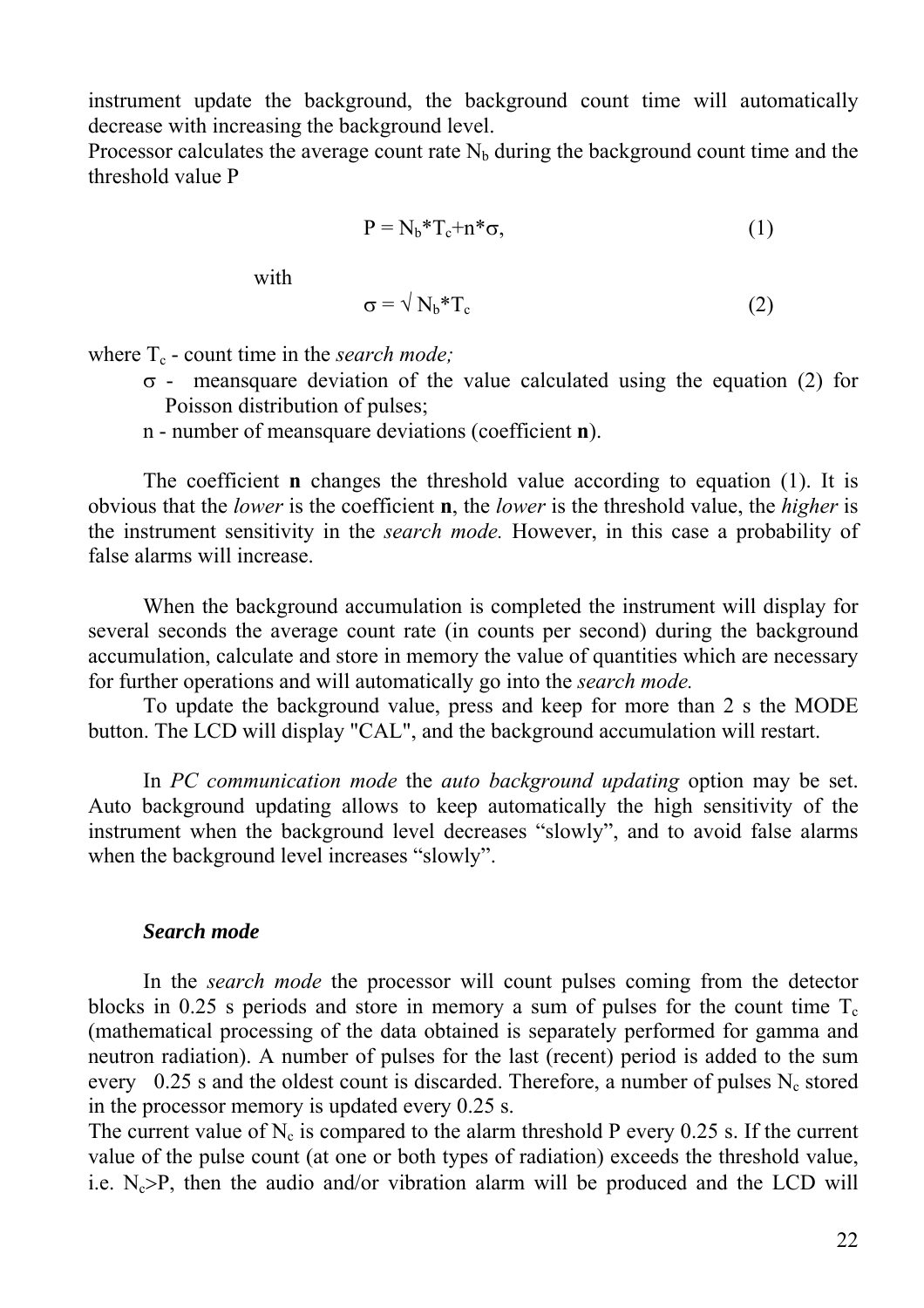instrument update the background, the background count time will automatically decrease with increasing the background level.
Processor calculates the average count rate $N_b$ during the background count time and the threshold value P

$$P = N_b*T_c+n*\sigma, \qquad (1)$$

with

$$\sigma = \sqrt{N_b*T_c} \qquad (2)$$

where $T_c$ - count time in the *search mode;*

σ - meansquare deviation of the value calculated using the equation (2) for Poisson distribution of pulses;

n - number of meansquare deviations (coefficient **n**).

The coefficient **n** changes the threshold value according to equation (1). It is obvious that the *lower* is the coefficient **n**, the *lower* is the threshold value, the *higher* is the instrument sensitivity in the *search mode.* However, in this case a probability of false alarms will increase.

When the background accumulation is completed the instrument will display for several seconds the average count rate (in counts per second) during the background accumulation, calculate and store in memory the value of quantities which are necessary for further operations and will automatically go into the *search mode.*

To update the background value, press and keep for more than 2 s the MODE button. The LCD will display "CAL", and the background accumulation will restart.

In *PC communication mode* the *auto background updating* option may be set. Auto background updating allows to keep automatically the high sensitivity of the instrument when the background level decreases "slowly", and to avoid false alarms when the background level increases "slowly".

***Search mode***

In the *search mode* the processor will count pulses coming from the detector blocks in 0.25 s periods and store in memory a sum of pulses for the count time $T_c$ (mathematical processing of the data obtained is separately performed for gamma and neutron radiation). A number of pulses for the last (recent) period is added to the sum every 0.25 s and the oldest count is discarded. Therefore, a number of pulses $N_c$ stored in the processor memory is updated every 0.25 s.
The current value of $N_c$ is compared to the alarm threshold P every 0.25 s. If the current value of the pulse count (at one or both types of radiation) exceeds the threshold value, i.e. $N_c>P$, then the audio and/or vibration alarm will be produced and the LCD will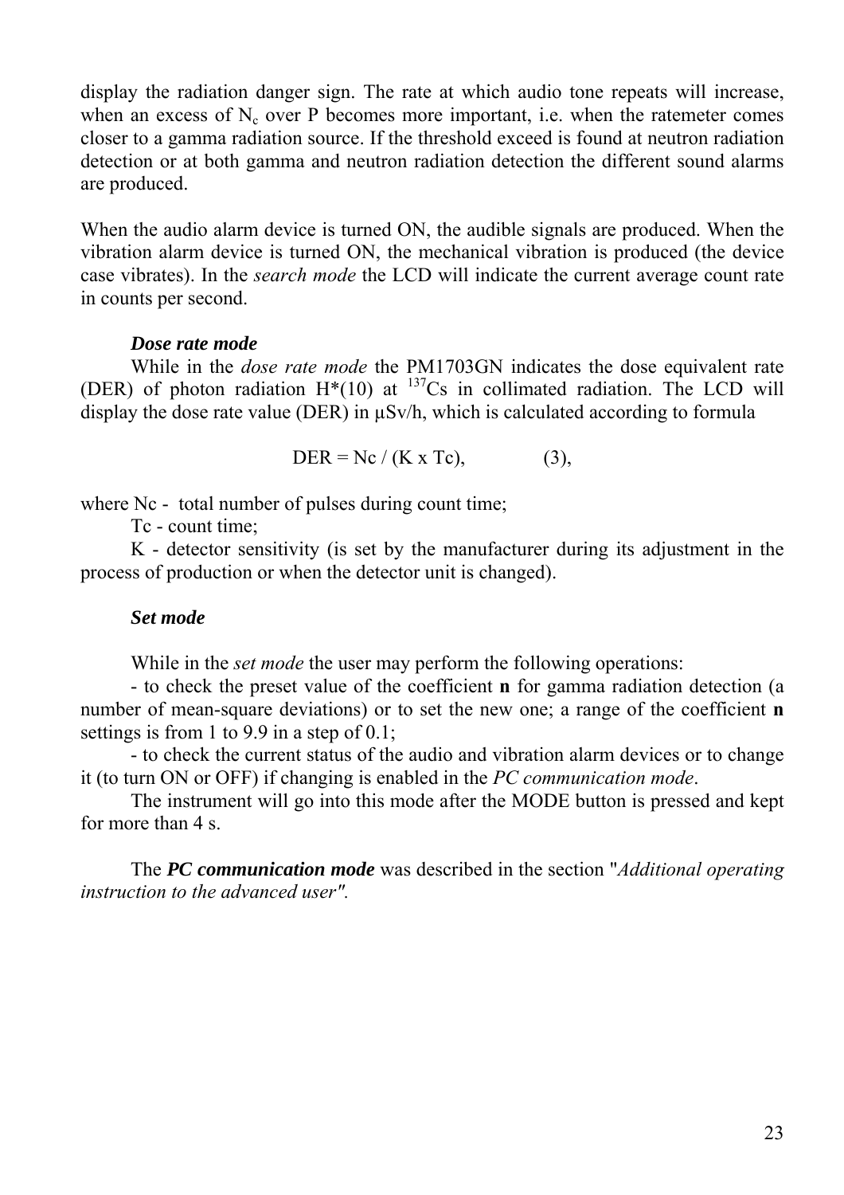display the radiation danger sign. The rate at which audio tone repeats will increase, when an excess of $N_c$ over P becomes more important, i.e. when the ratemeter comes closer to a gamma radiation source. If the threshold exceed is found at neutron radiation detection or at both gamma and neutron radiation detection the different sound alarms are produced.

When the audio alarm device is turned ON, the audible signals are produced. When the vibration alarm device is turned ON, the mechanical vibration is produced (the device case vibrates). In the *search mode* the LCD will indicate the current average count rate in counts per second.

***Dose rate mode***

While in the *dose rate mode* the PM1703GN indicates the dose equivalent rate (DER) of photon radiation H*(10) at $^{137}Cs$ in collimated radiation. The LCD will display the dose rate value (DER) in μSv/h, which is calculated according to formula

$$DER = Nc / (K \times Tc), \qquad (3),$$

where Nc - total number of pulses during count time;

Tc - count time;

K - detector sensitivity (is set by the manufacturer during its adjustment in the process of production or when the detector unit is changed).

***Set mode***

While in the *set mode* the user may perform the following operations:

- to check the preset value of the coefficient **n** for gamma radiation detection (a number of mean-square deviations) or to set the new one; a range of the coefficient **n** settings is from 1 to 9.9 in a step of 0.1;
- to check the current status of the audio and vibration alarm devices or to change it (to turn ON or OFF) if changing is enabled in the *PC communication mode*.

The instrument will go into this mode after the MODE button is pressed and kept for more than 4 s.

The ***PC communication mode*** was described in the section "*Additional operating instruction to the advanced user"*.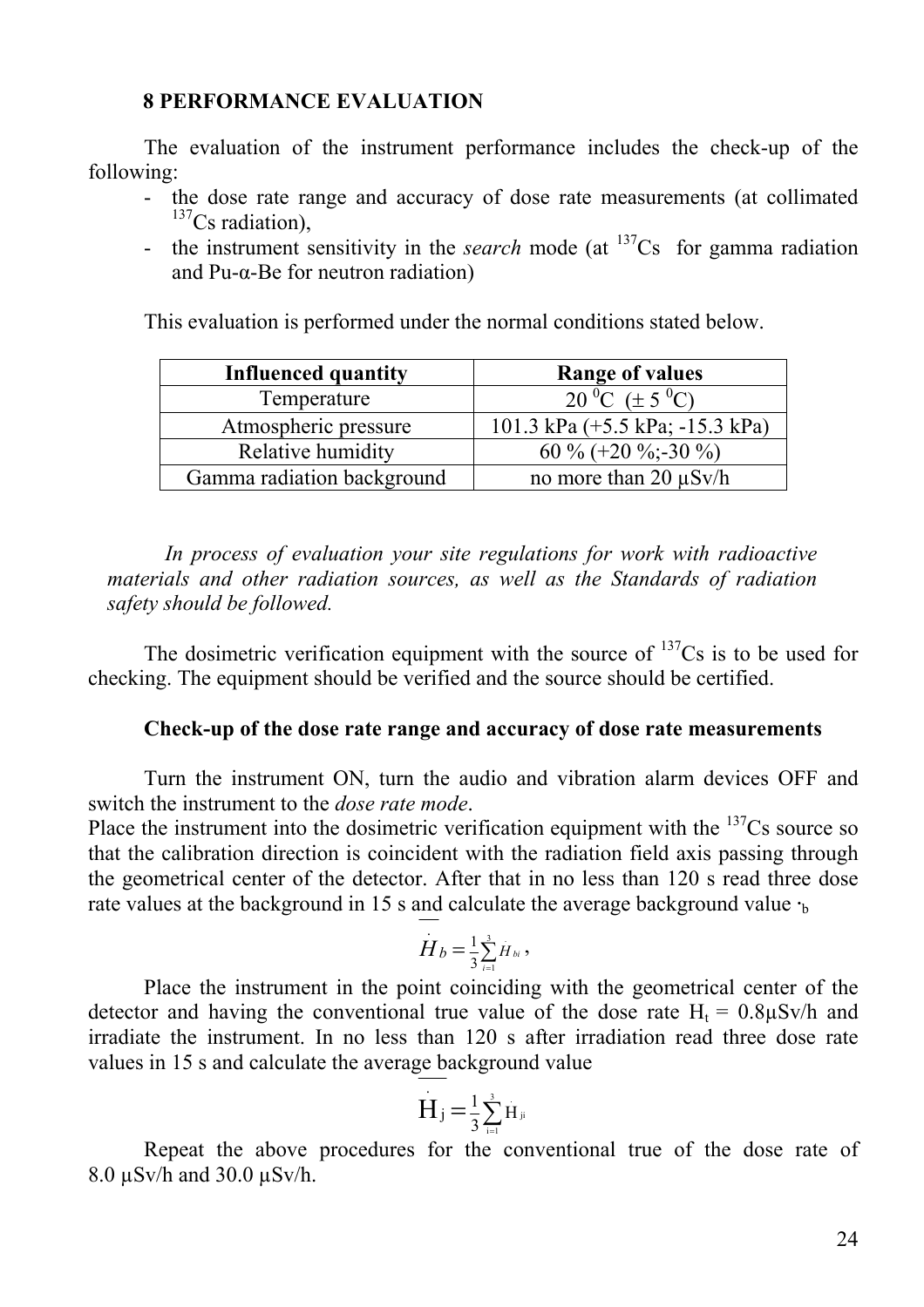## 8 PERFORMANCE EVALUATION

The evaluation of the instrument performance includes the check-up of the following:

- the dose rate range and accuracy of dose rate measurements (at collimated $^{137}$Cs radiation),
- the instrument sensitivity in the *search* mode (at $^{137}$Cs for gamma radiation and Pu-α-Be for neutron radiation)

This evaluation is performed under the normal conditions stated below.

| Influenced quantity | Range of values |
|---|---|
| Temperature | 20 $^0$C (± 5 $^0$C) |
| Atmospheric pressure | 101.3 kPa (+5.5 kPa; -15.3 kPa) |
| Relative humidity | 60 % (+20 %;-30 %) |
| Gamma radiation background | no more than 20 μSv/h |

*In process of evaluation your site regulations for work with radioactive materials and other radiation sources, as well as the Standards of radiation safety should be followed.*

The dosimetric verification equipment with the source of $^{137}$Cs is to be used for checking. The equipment should be verified and the source should be certified.

### Check-up of the dose rate range and accuracy of dose rate measurements

Turn the instrument ON, turn the audio and vibration alarm devices OFF and switch the instrument to the *dose rate mode*.

Place the instrument into the dosimetric verification equipment with the $^{137}$Cs source so that the calibration direction is coincident with the radiation field axis passing through the geometrical center of the detector. After that in no less than 120 s read three dose rate values at the background in 15 s and calculate the average background value $\dot{}_b$

$$\overline{\dot{H}_b} = \frac{1}{3}\sum_{i=1}^{3}\dot{H}_{bi},$$

Place the instrument in the point coinciding with the geometrical center of the detector and having the conventional true value of the dose rate $H_t$ = 0.8μSv/h and irradiate the instrument. In no less than 120 s after irradiation read three dose rate values in 15 s and calculate the average background value

$$\overline{\dot{H}_j} = \frac{1}{3}\sum_{i=1}^{3}\dot{H}_{ji}$$

Repeat the above procedures for the conventional true of the dose rate of 8.0 μSv/h and 30.0 μSv/h.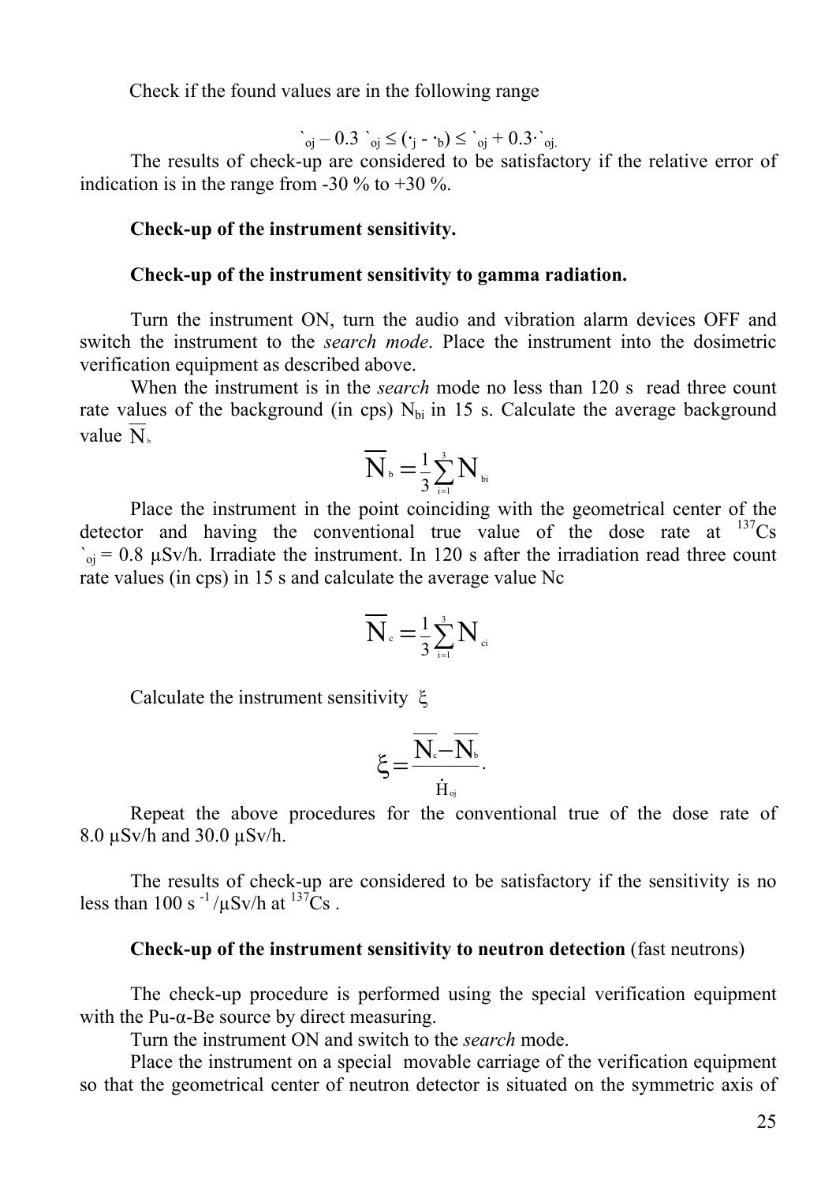Check if the found values are in the following range

$$\dot{H}_{oj} - 0.3\,\dot{H}_{oj} \le (\dot{H}_j - \dot{H}_b) \le \dot{H}_{oj} + 0.3 \cdot \dot{H}_{oj}.$$

The results of check-up are considered to be satisfactory if the relative error of indication is in the range from -30 % to +30 %.

**Check-up of the instrument sensitivity.**

**Check-up of the instrument sensitivity to gamma radiation.**

Turn the instrument ON, turn the audio and vibration alarm devices OFF and switch the instrument to the *search mode*. Place the instrument into the dosimetric verification equipment as described above.

When the instrument is in the *search* mode no less than 120 s read three count rate values of the background (in cps) $N_{bi}$ in 15 s. Calculate the average background value $\overline{N}_b$

$$\overline{N}_b = \frac{1}{3}\sum_{i=1}^{3} N_{bi}$$

Place the instrument in the point coinciding with the geometrical center of the detector and having the conventional true value of the dose rate at $^{137}Cs$ $\dot{H}_{oj}$ = 0.8 µSv/h. Irradiate the instrument. In 120 s after the irradiation read three count rate values (in cps) in 15 s and calculate the average value Nc

$$\overline{N}_c = \frac{1}{3}\sum_{i=1}^{3} N_{ci}$$

Calculate the instrument sensitivity $\xi$

$$\xi = \frac{\overline{N}_c - \overline{N}_b}{\dot{H}_{oj}}.$$

Repeat the above procedures for the conventional true of the dose rate of 8.0 µSv/h and 30.0 µSv/h.

The results of check-up are considered to be satisfactory if the sensitivity is no less than 100 $s^{-1}$/µSv/h at $^{137}Cs$ .

**Check-up of the instrument sensitivity to neutron detection** (fast neutrons)

The check-up procedure is performed using the special verification equipment with the Pu-α-Be source by direct measuring.

Turn the instrument ON and switch to the *search* mode.

Place the instrument on a special movable carriage of the verification equipment so that the geometrical center of neutron detector is situated on the symmetric axis of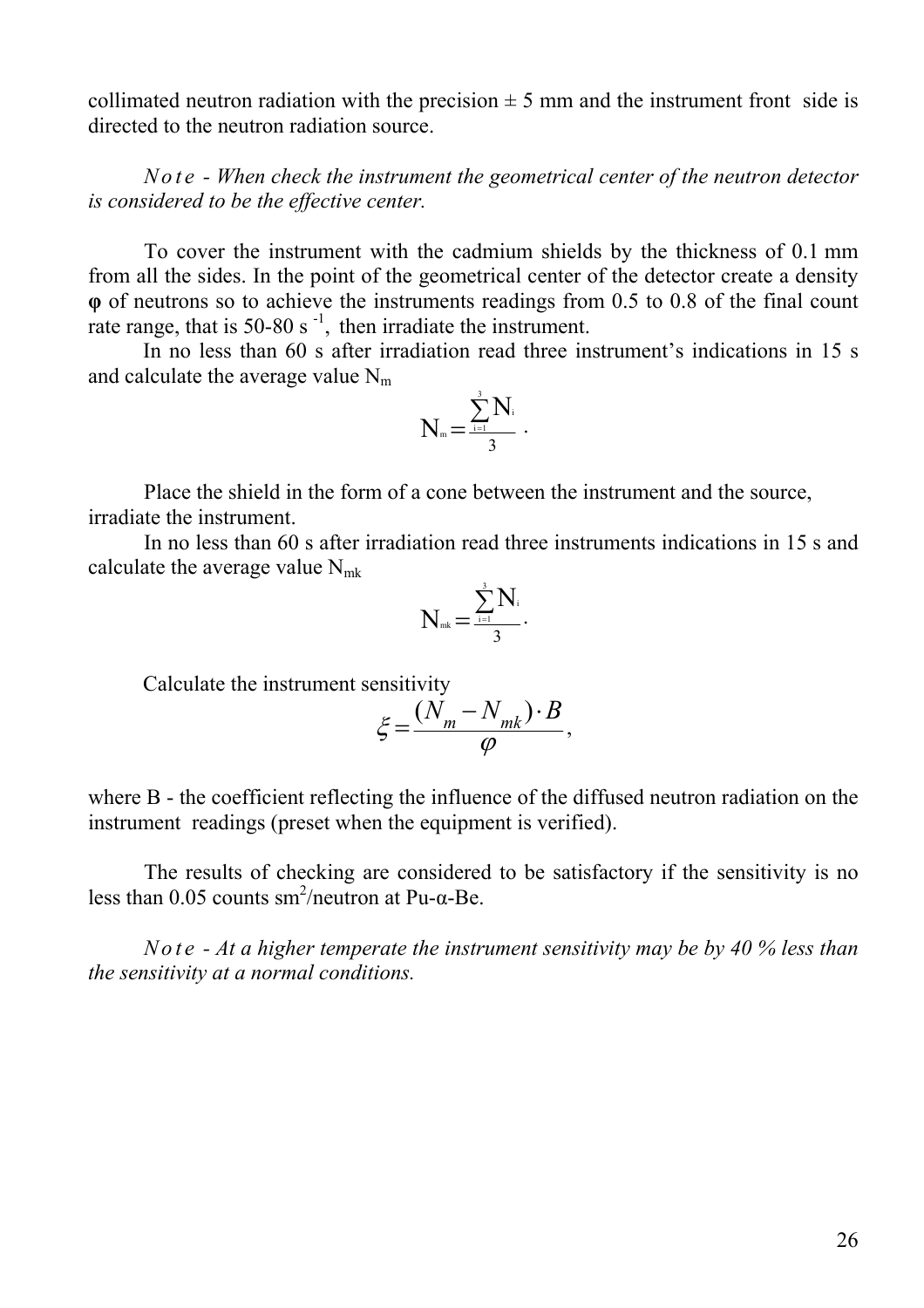collimated neutron radiation with the precision ± 5 mm and the instrument front side is directed to the neutron radiation source.

*Note - When check the instrument the geometrical center of the neutron detector is considered to be the effective center.*

To cover the instrument with the cadmium shields by the thickness of 0.1 mm from all the sides. In the point of the geometrical center of the detector create a density **φ** of neutrons so to achieve the instruments readings from 0.5 to 0.8 of the final count rate range, that is 50-80 $s^{-1}$, then irradiate the instrument.

In no less than 60 s after irradiation read three instrument's indications in 15 s and calculate the average value $N_m$

$$N_m = \frac{\sum_{i=1}^{3} N_i}{3} .$$

Place the shield in the form of a cone between the instrument and the source, irradiate the instrument.

In no less than 60 s after irradiation read three instruments indications in 15 s and calculate the average value $N_{mk}$

$$N_{mk} = \frac{\sum_{i=1}^{3} N_i}{3} .$$

Calculate the instrument sensitivity

$$\xi = \frac{(N_m - N_{mk}) \cdot B}{\varphi} ,$$

where B - the coefficient reflecting the influence of the diffused neutron radiation on the instrument readings (preset when the equipment is verified).

The results of checking are considered to be satisfactory if the sensitivity is no less than 0.05 counts $sm^2$/neutron at Pu-α-Be.

*Note - At a higher temperate the instrument sensitivity may be by 40 % less than the sensitivity at a normal conditions.*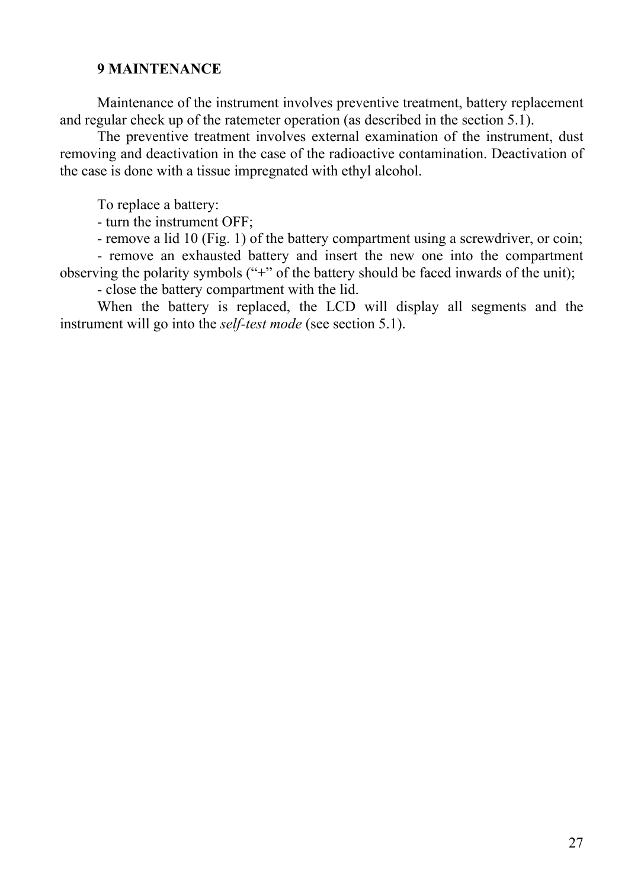## 9 MAINTENANCE

Maintenance of the instrument involves preventive treatment, battery replacement and regular check up of the ratemeter operation (as described in the section 5.1).

The preventive treatment involves external examination of the instrument, dust removing and deactivation in the case of the radioactive contamination. Deactivation of the case is done with a tissue impregnated with ethyl alcohol.

To replace a battery:

- turn the instrument OFF;
- remove a lid 10 (Fig. 1) of the battery compartment using a screwdriver, or coin;
- remove an exhausted battery and insert the new one into the compartment observing the polarity symbols ("+" of the battery should be faced inwards of the unit);
- close the battery compartment with the lid.

When the battery is replaced, the LCD will display all segments and the instrument will go into the *self-test mode* (see section 5.1).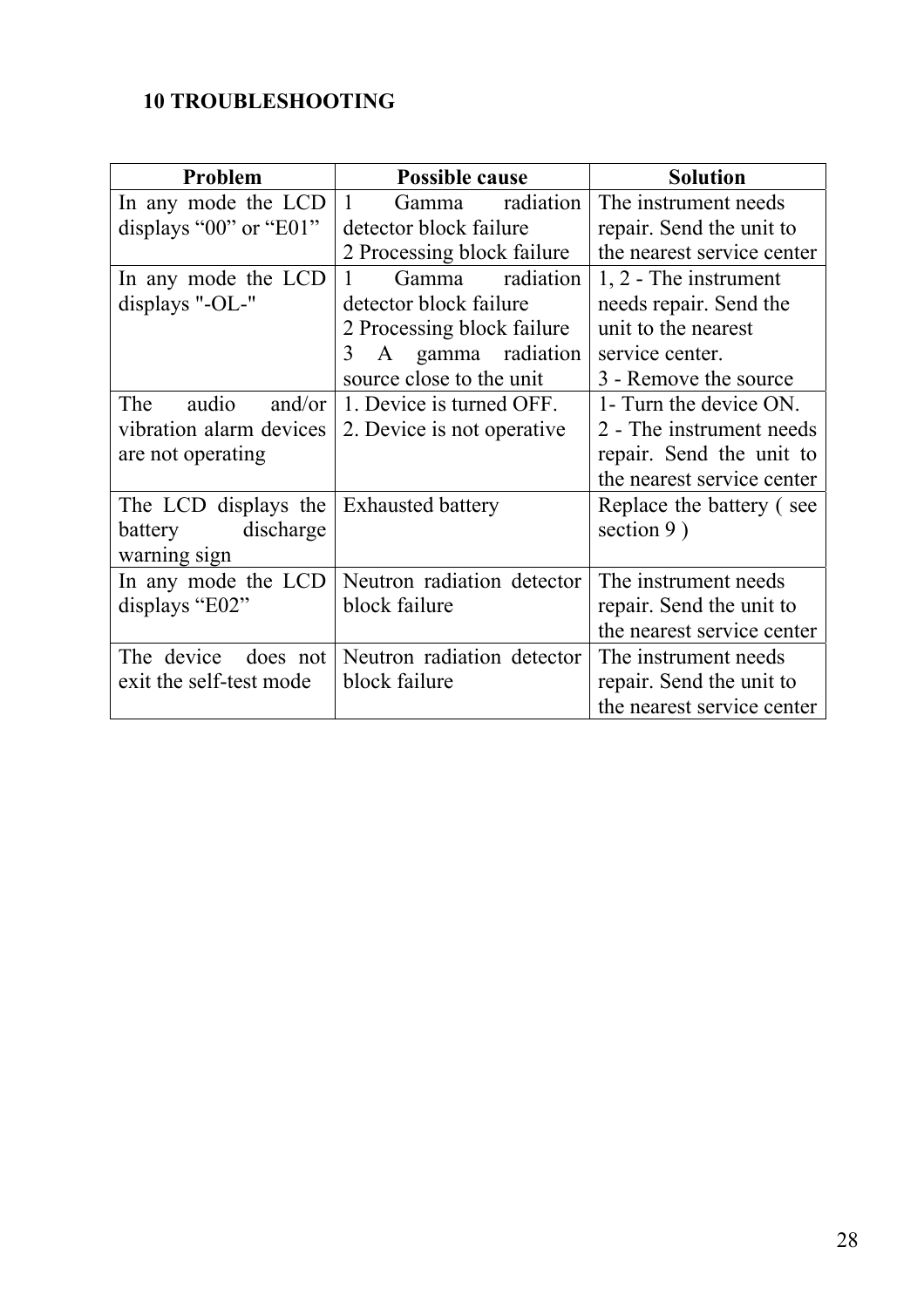## 10 TROUBLESHOOTING

| Problem | Possible cause | Solution |
|---|---|---|
| In any mode the LCD displays “00” or “E01” | 1 Gamma radiation detector block failure<br>2 Processing block failure | The instrument needs repair. Send the unit to the nearest service center |
| In any mode the LCD displays "-OL-" | 1 Gamma radiation detector block failure<br>2 Processing block failure<br>3 A gamma radiation source close to the unit | 1, 2 - The instrument needs repair. Send the unit to the nearest service center.<br>3 - Remove the source |
| The audio and/or vibration alarm devices are not operating | 1. Device is turned OFF.<br>2. Device is not operative | 1- Turn the device ON.<br>2 - The instrument needs repair. Send the unit to the nearest service center |
| The LCD displays the battery discharge warning sign | Exhausted battery | Replace the battery ( see section 9 ) |
| In any mode the LCD displays “E02” | Neutron radiation detector block failure | The instrument needs repair. Send the unit to the nearest service center |
| The device does not exit the self-test mode | Neutron radiation detector block failure | The instrument needs repair. Send the unit to the nearest service center |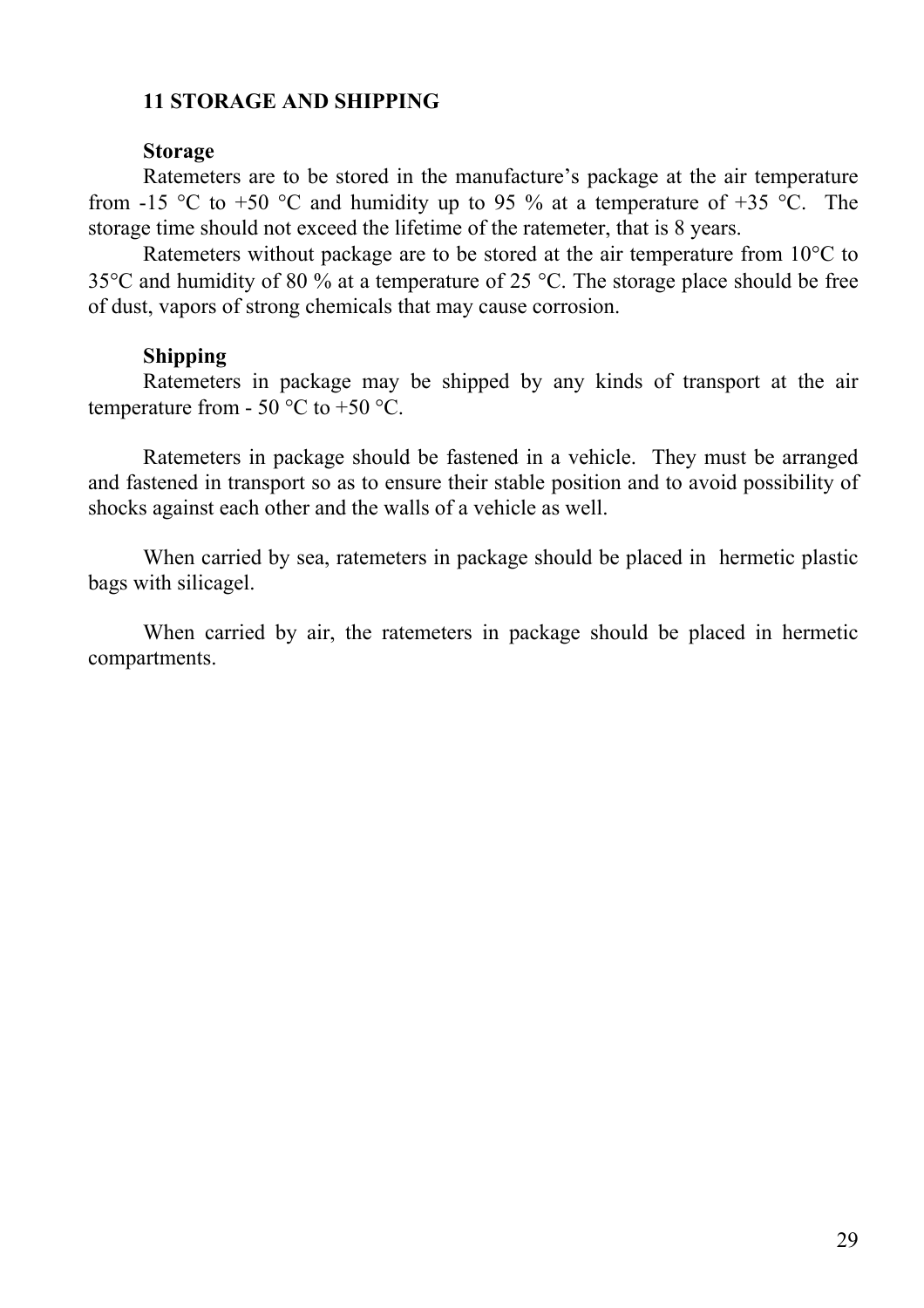## 11 STORAGE AND SHIPPING

### Storage

Ratemeters are to be stored in the manufacture's package at the air temperature from -15 °C to +50 °C and humidity up to 95 % at a temperature of +35 °C. The storage time should not exceed the lifetime of the ratemeter, that is 8 years.

Ratemeters without package are to be stored at the air temperature from 10°C to 35°C and humidity of 80 % at a temperature of 25 °C. The storage place should be free of dust, vapors of strong chemicals that may cause corrosion.

### Shipping

Ratemeters in package may be shipped by any kinds of transport at the air temperature from - 50 °C to +50 °C.

Ratemeters in package should be fastened in a vehicle. They must be arranged and fastened in transport so as to ensure their stable position and to avoid possibility of shocks against each other and the walls of a vehicle as well.

When carried by sea, ratemeters in package should be placed in hermetic plastic bags with silicagel.

When carried by air, the ratemeters in package should be placed in hermetic compartments.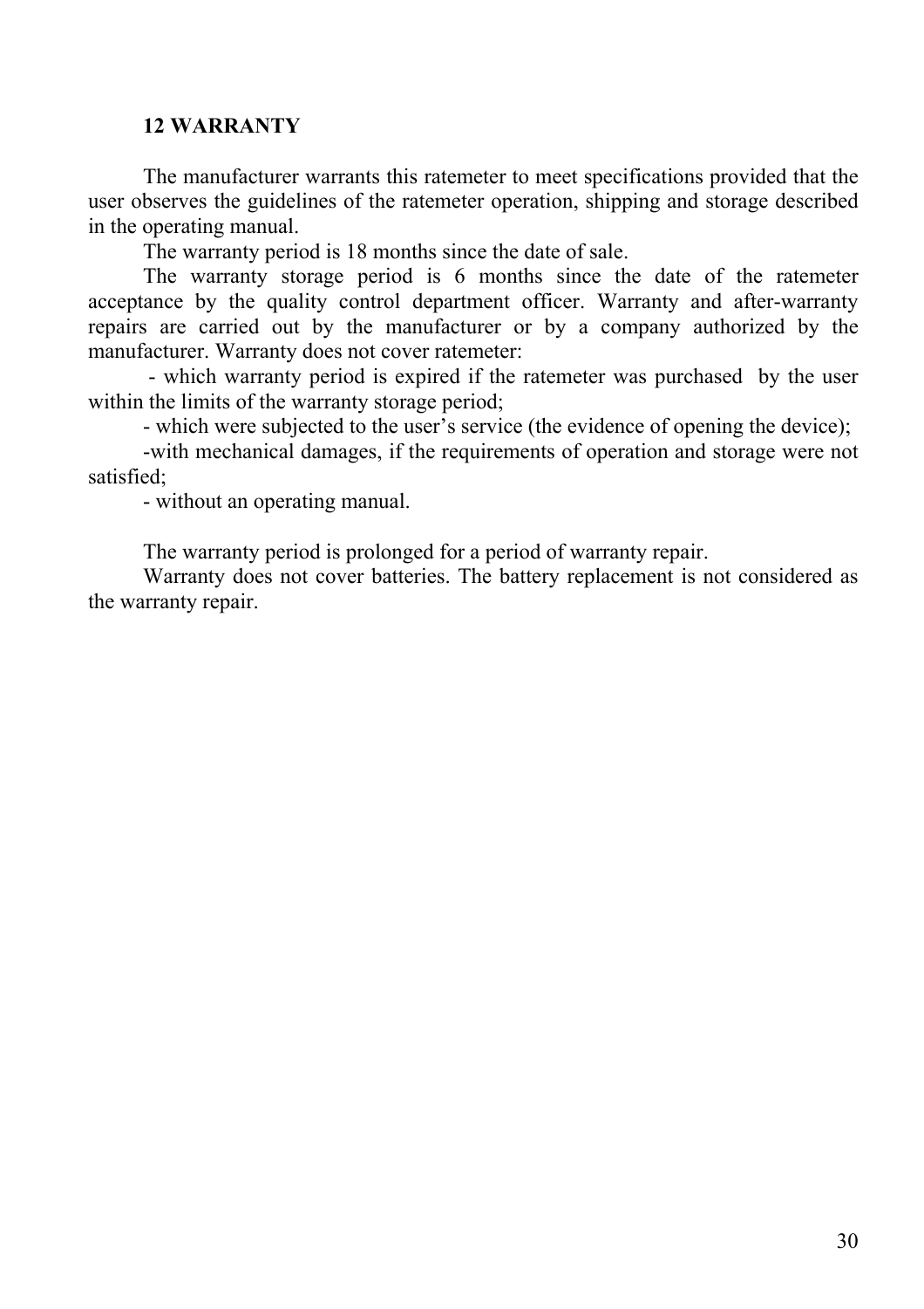## 12 WARRANTY

The manufacturer warrants this ratemeter to meet specifications provided that the user observes the guidelines of the ratemeter operation, shipping and storage described in the operating manual.

The warranty period is 18 months since the date of sale.

The warranty storage period is 6 months since the date of the ratemeter acceptance by the quality control department officer. Warranty and after-warranty repairs are carried out by the manufacturer or by a company authorized by the manufacturer. Warranty does not cover ratemeter:

- which warranty period is expired if the ratemeter was purchased by the user within the limits of the warranty storage period;
- which were subjected to the user's service (the evidence of opening the device);
- with mechanical damages, if the requirements of operation and storage were not satisfied;
- without an operating manual.

The warranty period is prolonged for a period of warranty repair.

Warranty does not cover batteries. The battery replacement is not considered as the warranty repair.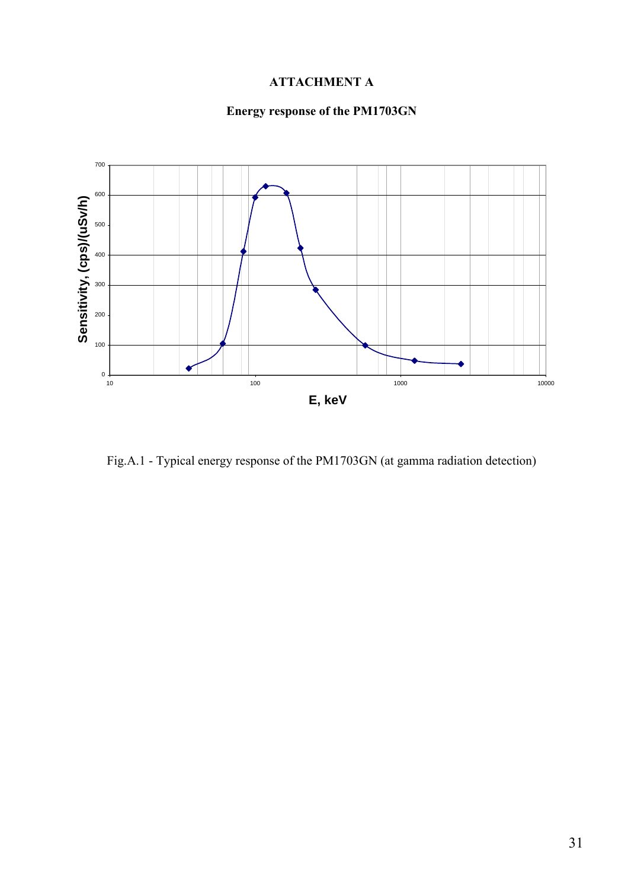# ATTACHMENT A

## Energy response of the PM1703GN

Sensitivity, (cps)/(uSv/h)

700
600
500
400
300
200
100
0

10
100
1000
10000

E, keV

Fig.A.1 - Typical energy response of the PM1703GN (at gamma radiation detection)